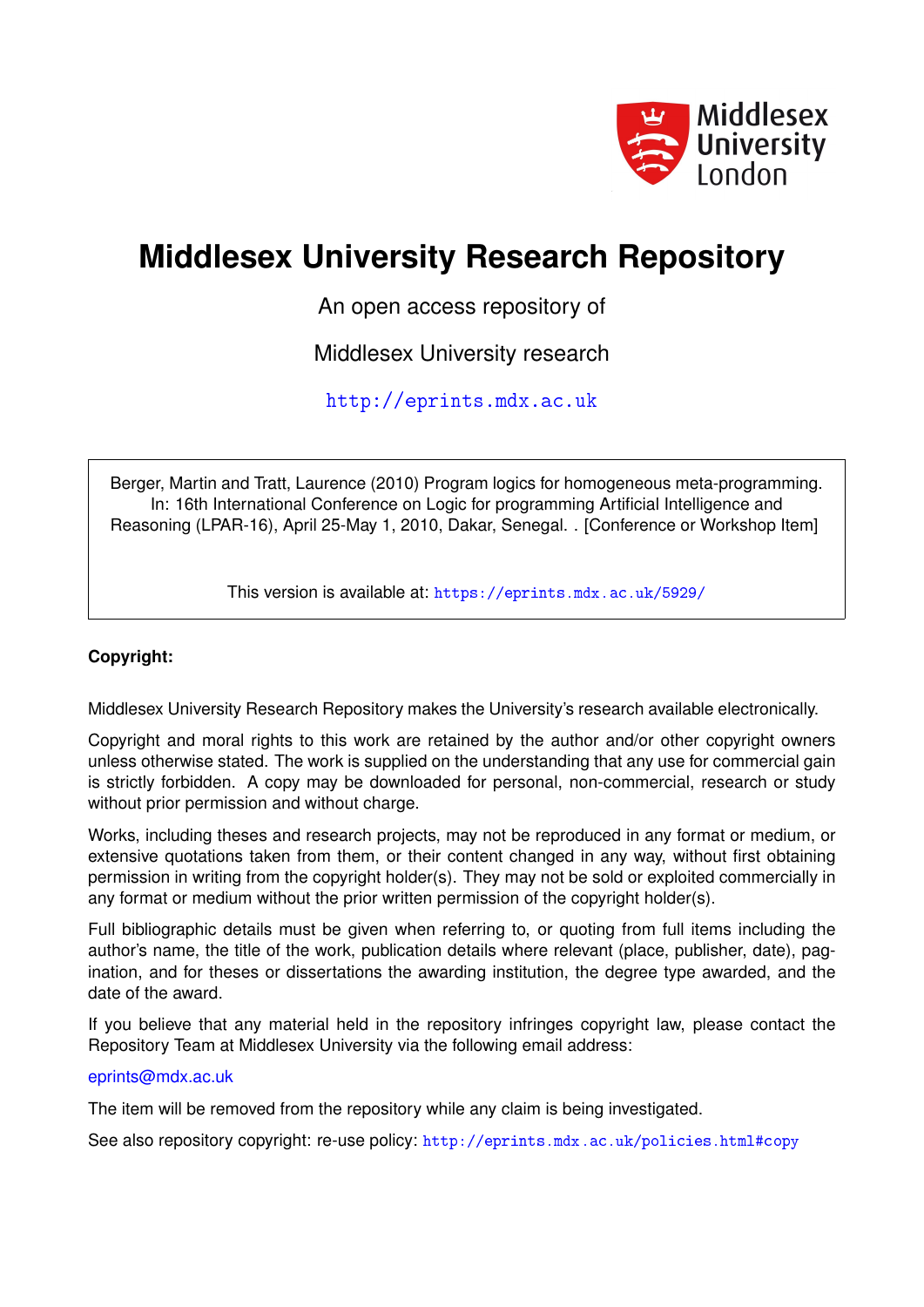# Middlesex University Research Repository

An open access repository of

Middlesex University research

http://eprints.mdx.ac.uk

Berger, Martin and Tratt, Laurence (2010) Program logics for homogeneous meta-programming. In: 16th International Conference on Logic for programming Artificial Intelligence and Reasoning (LPAR-16), April 25-May 1, 2010, Dakar, Senegal. . [Conference or Workshop Item]

This version is available at: https://eprints.mdx.ac.uk/5929/

**Copyright:**

Middlesex University Research Repository makes the University's research available electronically.

Copyright and moral rights to this work are retained by the author and/or other copyright owners unless otherwise stated. The work is supplied on the understanding that any use for commercial gain is strictly forbidden. A copy may be downloaded for personal, non-commercial, research or study without prior permission and without charge.

Works, including theses and research projects, may not be reproduced in any format or medium, or extensive quotations taken from them, or their content changed in any way, without first obtaining permission in writing from the copyright holder(s). They may not be sold or exploited commercially in any format or medium without the prior written permission of the copyright holder(s).

Full bibliographic details must be given when referring to, or quoting from full items including the author's name, the title of the work, publication details where relevant (place, publisher, date), pagination, and for theses or dissertations the awarding institution, the degree type awarded, and the date of the award.

If you believe that any material held in the repository infringes copyright law, please contact the Repository Team at Middlesex University via the following email address:

eprints@mdx.ac.uk

The item will be removed from the repository while any claim is being investigated.

See also repository copyright: re-use policy: http://eprints.mdx.ac.uk/policies.html#copy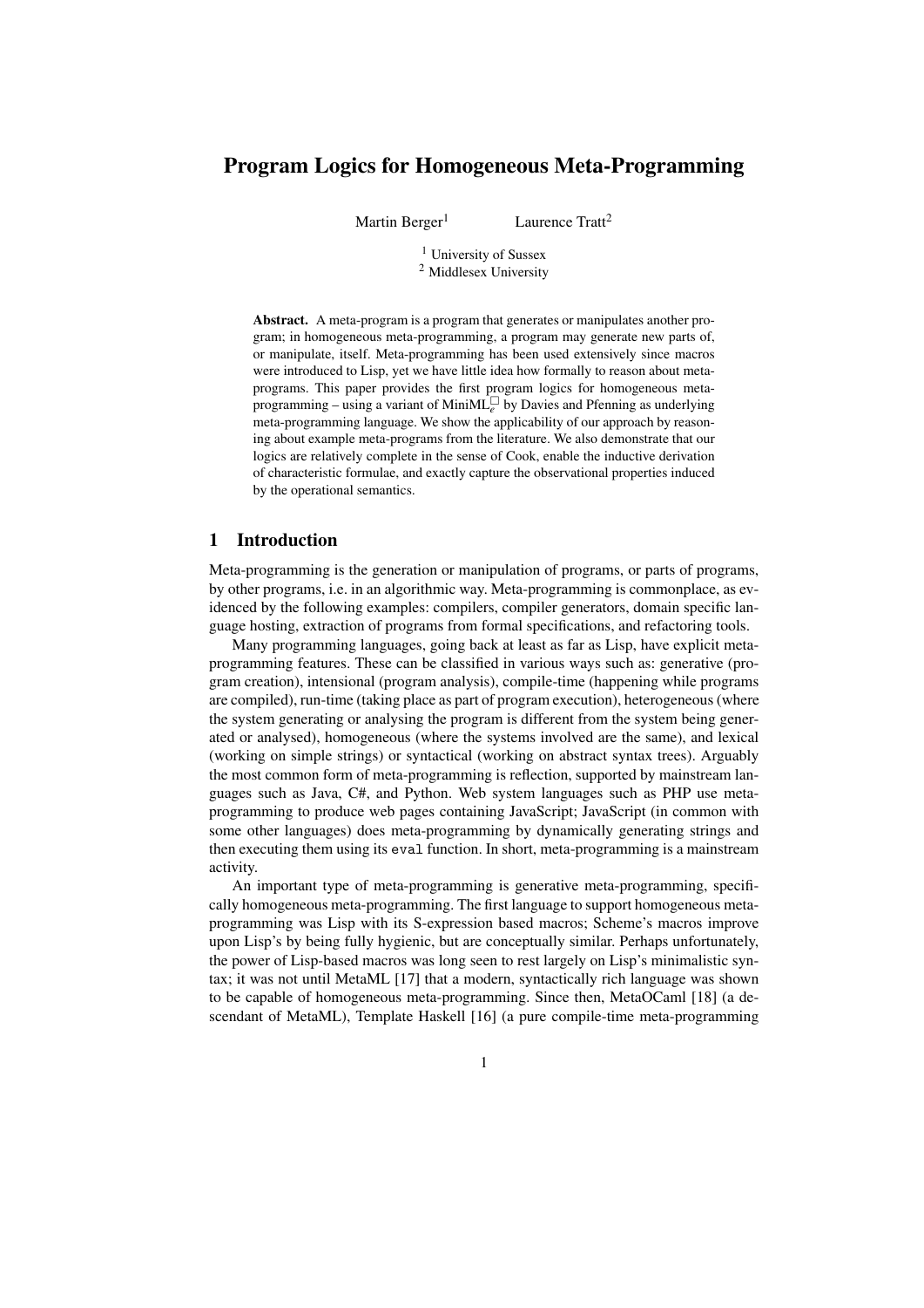# Program Logics for Homogeneous Meta-Programming

Martin Berger[1] Laurence Tratt[2]

[1] University of Sussex
[2] Middlesex University

**Abstract.** A meta-program is a program that generates or manipulates another program; in homogeneous meta-programming, a program may generate new parts of, or manipulate, itself. Meta-programming has been used extensively since macros were introduced to Lisp, yet we have little idea how formally to reason about meta-programs. This paper provides the first program logics for homogeneous meta-programming – using a variant of MiniML$_e^\square$ by Davies and Pfenning as underlying meta-programming language. We show the applicability of our approach by reasoning about example meta-programs from the literature. We also demonstrate that our logics are relatively complete in the sense of Cook, enable the inductive derivation of characteristic formulae, and exactly capture the observational properties induced by the operational semantics.

## 1 Introduction

Meta-programming is the generation or manipulation of programs, or parts of programs, by other programs, i.e. in an algorithmic way. Meta-programming is commonplace, as evidenced by the following examples: compilers, compiler generators, domain specific language hosting, extraction of programs from formal specifications, and refactoring tools.

Many programming languages, going back at least as far as Lisp, have explicit meta-programming features. These can be classified in various ways such as: generative (program creation), intensional (program analysis), compile-time (happening while programs are compiled), run-time (taking place as part of program execution), heterogeneous (where the system generating or analysing the program is different from the system being generated or analysed), homogeneous (where the systems involved are the same), and lexical (working on simple strings) or syntactical (working on abstract syntax trees). Arguably the most common form of meta-programming is reflection, supported by mainstream languages such as Java, C#, and Python. Web system languages such as PHP use meta-programming to produce web pages containing JavaScript; JavaScript (in common with some other languages) does meta-programming by dynamically generating strings and then executing them using its `eval` function. In short, meta-programming is a mainstream activity.

An important type of meta-programming is generative meta-programming, specifically homogeneous meta-programming. The first language to support homogeneous meta-programming was Lisp with its S-expression based macros; Scheme's macros improve upon Lisp's by being fully hygienic, but are conceptually similar. Perhaps unfortunately, the power of Lisp-based macros was long seen to rest largely on Lisp's minimalistic syntax; it was not until MetaML [17] that a modern, syntactically rich language was shown to be capable of homogeneous meta-programming. Since then, MetaOCaml [18] (a descendant of MetaML), Template Haskell [16] (a pure compile-time meta-programming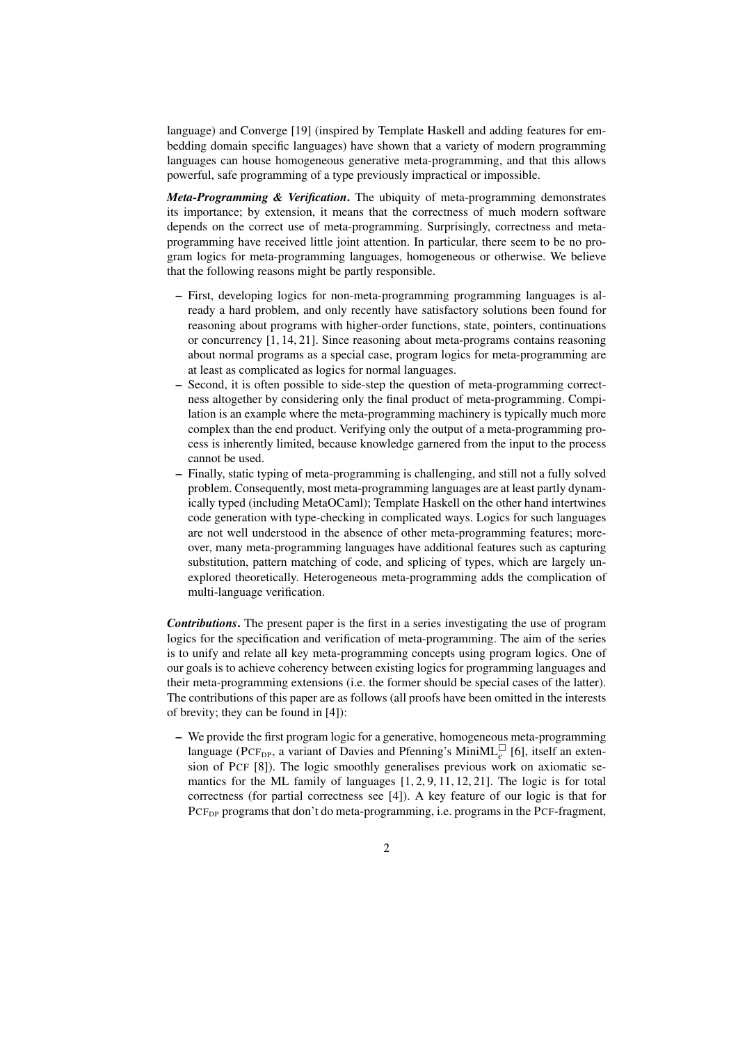language) and Converge [19] (inspired by Template Haskell and adding features for embedding domain specific languages) have shown that a variety of modern programming languages can house homogeneous generative meta-programming, and that this allows powerful, safe programming of a type previously impractical or impossible.

***Meta-Programming & Verification*.** The ubiquity of meta-programming demonstrates its importance; by extension, it means that the correctness of much modern software depends on the correct use of meta-programming. Surprisingly, correctness and meta-programming have received little joint attention. In particular, there seem to be no program logics for meta-programming languages, homogeneous or otherwise. We believe that the following reasons might be partly responsible.

- First, developing logics for non-meta-programming programming languages is already a hard problem, and only recently have satisfactory solutions been found for reasoning about programs with higher-order functions, state, pointers, continuations or concurrency [1, 14, 21]. Since reasoning about meta-programs contains reasoning about normal programs as a special case, program logics for meta-programming are at least as complicated as logics for normal languages.
- Second, it is often possible to side-step the question of meta-programming correctness altogether by considering only the final product of meta-programming. Compilation is an example where the meta-programming machinery is typically much more complex than the end product. Verifying only the output of a meta-programming process is inherently limited, because knowledge garnered from the input to the process cannot be used.
- Finally, static typing of meta-programming is challenging, and still not a fully solved problem. Consequently, most meta-programming languages are at least partly dynamically typed (including MetaOCaml); Template Haskell on the other hand intertwines code generation with type-checking in complicated ways. Logics for such languages are not well understood in the absence of other meta-programming features; moreover, many meta-programming languages have additional features such as capturing substitution, pattern matching of code, and splicing of types, which are largely unexplored theoretically. Heterogeneous meta-programming adds the complication of multi-language verification.

***Contributions*.** The present paper is the first in a series investigating the use of program logics for the specification and verification of meta-programming. The aim of the series is to unify and relate all key meta-programming concepts using program logics. One of our goals is to achieve coherency between existing logics for programming languages and their meta-programming extensions (i.e. the former should be special cases of the latter). The contributions of this paper are as follows (all proofs have been omitted in the interests of brevity; they can be found in [4]):

- We provide the first program logic for a generative, homogeneous meta-programming language ($\text{PCF}_{\text{DP}}$, a variant of Davies and Pfenning's $\text{MiniML}_e^{\Box}$ [6], itself an extension of PCF [8]). The logic smoothly generalises previous work on axiomatic semantics for the ML family of languages [1, 2, 9, 11, 12, 21]. The logic is for total correctness (for partial correctness see [4]). A key feature of our logic is that for $\text{PCF}_{\text{DP}}$ programs that don't do meta-programming, i.e. programs in the PCF-fragment,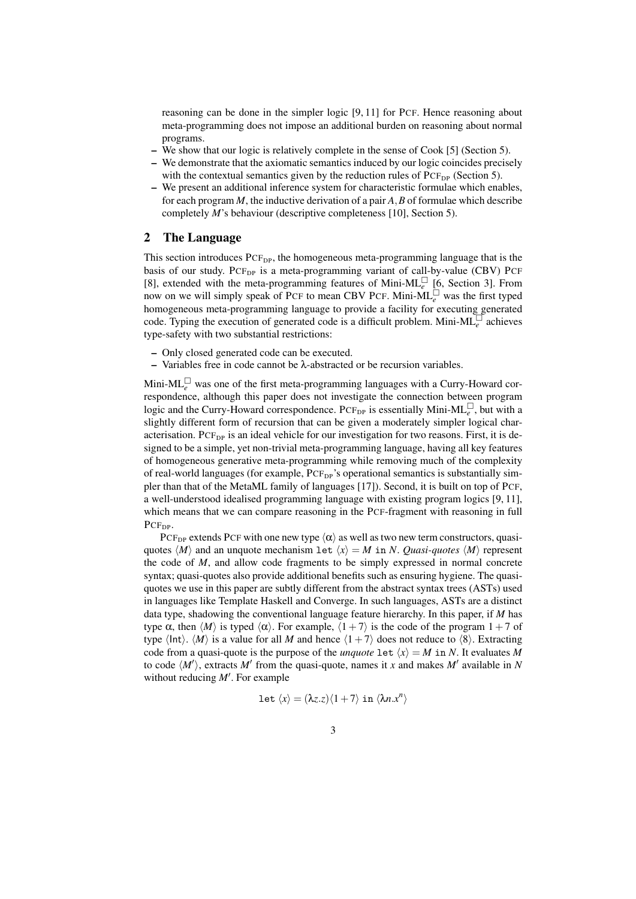reasoning can be done in the simpler logic [9, 11] for PCF. Hence reasoning about meta-programming does not impose an additional burden on reasoning about normal programs.

- We show that our logic is relatively complete in the sense of Cook [5] (Section 5).
- We demonstrate that the axiomatic semantics induced by our logic coincides precisely with the contextual semantics given by the reduction rules of $\text{PCF}_{\text{DP}}$ (Section 5).
- We present an additional inference system for characteristic formulae which enables, for each program $M$, the inductive derivation of a pair $A, B$ of formulae which describe completely $M$'s behaviour (descriptive completeness [10], Section 5).

## 2 The Language

This section introduces $\text{PCF}_{\text{DP}}$, the homogeneous meta-programming language that is the basis of our study. $\text{PCF}_{\text{DP}}$ is a meta-programming variant of call-by-value (CBV) PCF [8], extended with the meta-programming features of Mini-$\text{ML}_e^{\Box}$ [6, Section 3]. From now on we will simply speak of PCF to mean CBV PCF. Mini-$\text{ML}_e^{\Box}$ was the first typed homogeneous meta-programming language to provide a facility for executing generated code. Typing the execution of generated code is a difficult problem. Mini-$\text{ML}_e^{\Box}$ achieves type-safety with two substantial restrictions:

- Only closed generated code can be executed.
- Variables free in code cannot be $\lambda$-abstracted or be recursion variables.

Mini-$\text{ML}_e^{\Box}$ was one of the first meta-programming languages with a Curry-Howard correspondence, although this paper does not investigate the connection between program logic and the Curry-Howard correspondence. $\text{PCF}_{\text{DP}}$ is essentially Mini-$\text{ML}_e^{\Box}$, but with a slightly different form of recursion that can be given a moderately simpler logical characterisation. $\text{PCF}_{\text{DP}}$ is an ideal vehicle for our investigation for two reasons. First, it is designed to be a simple, yet non-trivial meta-programming language, having all key features of homogeneous generative meta-programming while removing much of the complexity of real-world languages (for example, $\text{PCF}_{\text{DP}}$'s operational semantics is substantially simpler than that of the MetaML family of languages [17]). Second, it is built on top of PCF, a well-understood idealised programming language with existing program logics [9, 11], which means that we can compare reasoning in the PCF-fragment with reasoning in full $\text{PCF}_{\text{DP}}$.

$\text{PCF}_{\text{DP}}$ extends PCF with one new type $\langle\alpha\rangle$ as well as two new term constructors, quasi-quotes $\langle M\rangle$ and an unquote mechanism $\texttt{let}\ \langle x\rangle = M\ \texttt{in}\ N$. *Quasi-quotes* $\langle M\rangle$ represent the code of $M$, and allow code fragments to be simply expressed in normal concrete syntax; quasi-quotes also provide additional benefits such as ensuring hygiene. The quasi-quotes we use in this paper are subtly different from the abstract syntax trees (ASTs) used in languages like Template Haskell and Converge. In such languages, ASTs are a distinct data type, shadowing the conventional language feature hierarchy. In this paper, if $M$ has type $\alpha$, then $\langle M\rangle$ is typed $\langle\alpha\rangle$. For example, $\langle 1+7\rangle$ is the code of the program $1+7$ of type $\langle\mathsf{Int}\rangle$. $\langle M\rangle$ is a value for all $M$ and hence $\langle 1+7\rangle$ does not reduce to $\langle 8\rangle$. Extracting code from a quasi-quote is the purpose of the *unquote* $\texttt{let}\ \langle x\rangle = M\ \texttt{in}\ N$. It evaluates $M$ to code $\langle M'\rangle$, extracts $M'$ from the quasi-quote, names it $x$ and makes $M'$ available in $N$ without reducing $M'$. For example

$$\texttt{let}\ \langle x\rangle = (\lambda z.z)\langle 1+7\rangle\ \texttt{in}\ \langle\lambda n.x^n\rangle$$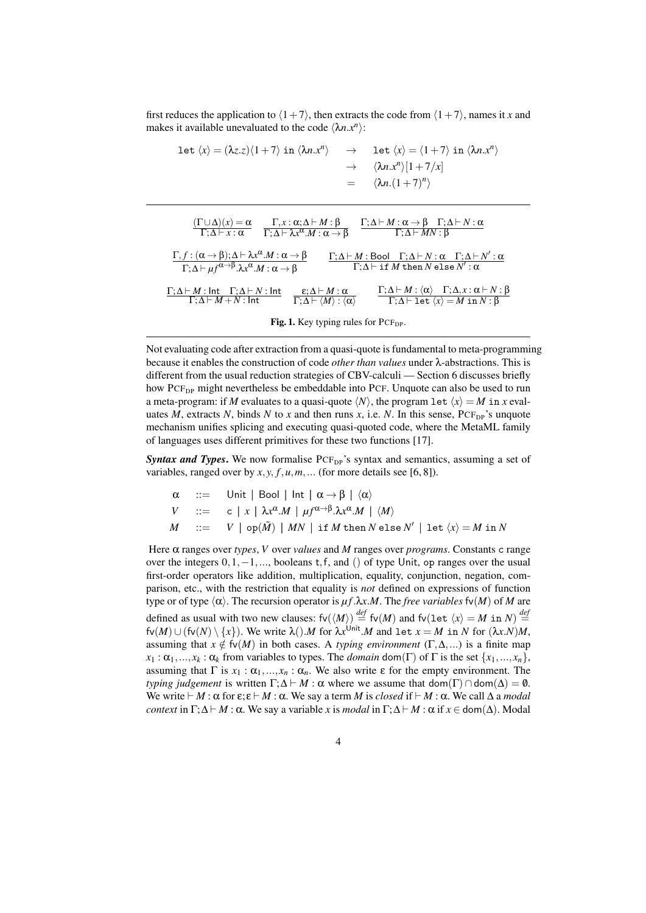first reduces the application to $\langle 1+7 \rangle$, then extracts the code from $\langle 1+7 \rangle$, names it $x$ and makes it available unevaluated to the code $\langle \lambda n.x^n \rangle$:

$$
\begin{aligned}
\texttt{let}\ \langle x \rangle = (\lambda z.z)\langle 1+7 \rangle\ \texttt{in}\ \langle \lambda n.x^n \rangle \quad &\rightarrow \quad \texttt{let}\ \langle x \rangle = \langle 1+7 \rangle\ \texttt{in}\ \langle \lambda n.x^n \rangle \\
&\rightarrow \quad \langle \lambda n.x^n \rangle [1+7/x] \\
&= \quad \langle \lambda n.(1+7)^n \rangle
\end{aligned}
$$

$$
\frac{(\Gamma \cup \Delta)(x) = \alpha}{\Gamma;\Delta \vdash x : \alpha} \quad \frac{\Gamma, x : \alpha;\Delta \vdash M : \beta}{\Gamma;\Delta \vdash \lambda x^{\alpha}.M : \alpha \rightarrow \beta} \quad \frac{\Gamma;\Delta \vdash M : \alpha \rightarrow \beta \quad \Gamma;\Delta \vdash N : \alpha}{\Gamma;\Delta \vdash MN : \beta}
$$

$$
\frac{\Gamma, f : (\alpha \rightarrow \beta);\Delta \vdash \lambda x^{\alpha}.M : \alpha \rightarrow \beta}{\Gamma;\Delta \vdash \mu f^{\alpha \rightarrow \beta}.\lambda x^{\alpha}.M : \alpha \rightarrow \beta} \quad \frac{\Gamma;\Delta \vdash M : \mathsf{Bool} \quad \Gamma;\Delta \vdash N : \alpha \quad \Gamma;\Delta \vdash N' : \alpha}{\Gamma;\Delta \vdash \texttt{if}\ M\ \texttt{then}\ N\ \texttt{else}\ N' : \alpha}
$$

$$
\frac{\Gamma;\Delta \vdash M : \mathsf{Int} \quad \Gamma;\Delta \vdash N : \mathsf{Int}}{\Gamma;\Delta \vdash M+N : \mathsf{Int}} \quad \frac{\varepsilon;\Delta \vdash M : \alpha}{\Gamma;\Delta \vdash \langle M \rangle : \langle \alpha \rangle} \quad \frac{\Gamma;\Delta \vdash M : \langle \alpha \rangle \quad \Gamma;\Delta, x : \alpha \vdash N : \beta}{\Gamma;\Delta \vdash \texttt{let}\ \langle x \rangle = M\ \texttt{in}\ N : \beta}
$$

**Fig. 1.** Key typing rules for $\text{PCF}_{\text{DP}}$.

Not evaluating code after extraction from a quasi-quote is fundamental to meta-programming because it enables the construction of code *other than values* under $\lambda$-abstractions. This is different from the usual reduction strategies of CBV-calculi — Section 6 discusses briefly how $\text{PCF}_{\text{DP}}$ might nevertheless be embeddable into PCF. Unquote can also be used to run a meta-program: if $M$ evaluates to a quasi-quote $\langle N \rangle$, the program $\texttt{let}\ \langle x \rangle = M\ \texttt{in}\ x$ evaluates $M$, extracts $N$, binds $N$ to $x$ and then runs $x$, i.e. $N$. In this sense, $\text{PCF}_{\text{DP}}$'s unquote mechanism unifies splicing and executing quasi-quoted code, where the MetaML family of languages uses different primitives for these two functions [17].

***Syntax and Types*.** We now formalise $\text{PCF}_{\text{DP}}$'s syntax and semantics, assuming a set of variables, ranged over by $x, y, f, u, m, \ldots$ (for more details see [6, 8]).

$$
\begin{aligned}
\alpha \quad &::= \quad \mathsf{Unit} \mid \mathsf{Bool} \mid \mathsf{Int} \mid \alpha \rightarrow \beta \mid \langle \alpha \rangle \\
V \quad &::= \quad \mathtt{c} \mid x \mid \lambda x^{\alpha}.M \mid \mu f^{\alpha \rightarrow \beta}.\lambda x^{\alpha}.M \mid \langle M \rangle \\
M \quad &::= \quad V \mid \mathtt{op}(\tilde{M}) \mid MN \mid \texttt{if}\ M\ \texttt{then}\ N\ \texttt{else}\ N' \mid \texttt{let}\ \langle x \rangle = M\ \texttt{in}\ N
\end{aligned}
$$

Here $\alpha$ ranges over *types*, $V$ over *values* and $M$ ranges over *programs*. Constants $\mathtt{c}$ range over the integers $0, 1, -1, \ldots$, booleans $\mathtt{t}, \mathtt{f}$, and $()$ of type $\mathsf{Unit}$, $\mathtt{op}$ ranges over the usual first-order operators like addition, multiplication, equality, conjunction, negation, comparison, etc., with the restriction that equality is *not* defined on expressions of function type or of type $\langle \alpha \rangle$. The recursion operator is $\mu f.\lambda x.M$. The *free variables* $\mathsf{fv}(M)$ of $M$ are defined as usual with two new clauses: $\mathsf{fv}(\langle M \rangle) \stackrel{def}{=} \mathsf{fv}(M)$ and $\mathsf{fv}(\texttt{let}\ \langle x \rangle = M\ \texttt{in}\ N) \stackrel{def}{=} \mathsf{fv}(M) \cup (\mathsf{fv}(N) \setminus \{x\})$. We write $\lambda().M$ for $\lambda x^{\mathsf{Unit}}.M$ and $\texttt{let}\ x = M\ \texttt{in}\ N$ for $(\lambda x.N)M$, assuming that $x \notin \mathsf{fv}(M)$ in both cases. A *typing environment* $(\Gamma, \Delta, \ldots)$ is a finite map $x_1 : \alpha_1, \ldots, x_k : \alpha_k$ from variables to types. The *domain* $\mathsf{dom}(\Gamma)$ of $\Gamma$ is the set $\{x_1, \ldots, x_n\}$, assuming that $\Gamma$ is $x_1 : \alpha_1, \ldots, x_n : \alpha_n$. We also write $\varepsilon$ for the empty environment. The *typing judgement* is written $\Gamma;\Delta \vdash M : \alpha$ where we assume that $\mathsf{dom}(\Gamma) \cap \mathsf{dom}(\Delta) = \emptyset$. We write $\vdash M : \alpha$ for $\varepsilon;\varepsilon \vdash M : \alpha$. We say a term $M$ is *closed* if $\vdash M : \alpha$. We call $\Delta$ a *modal context* in $\Gamma;\Delta \vdash M : \alpha$. We say a variable $x$ is *modal* in $\Gamma;\Delta \vdash M : \alpha$ if $x \in \mathsf{dom}(\Delta)$. Modal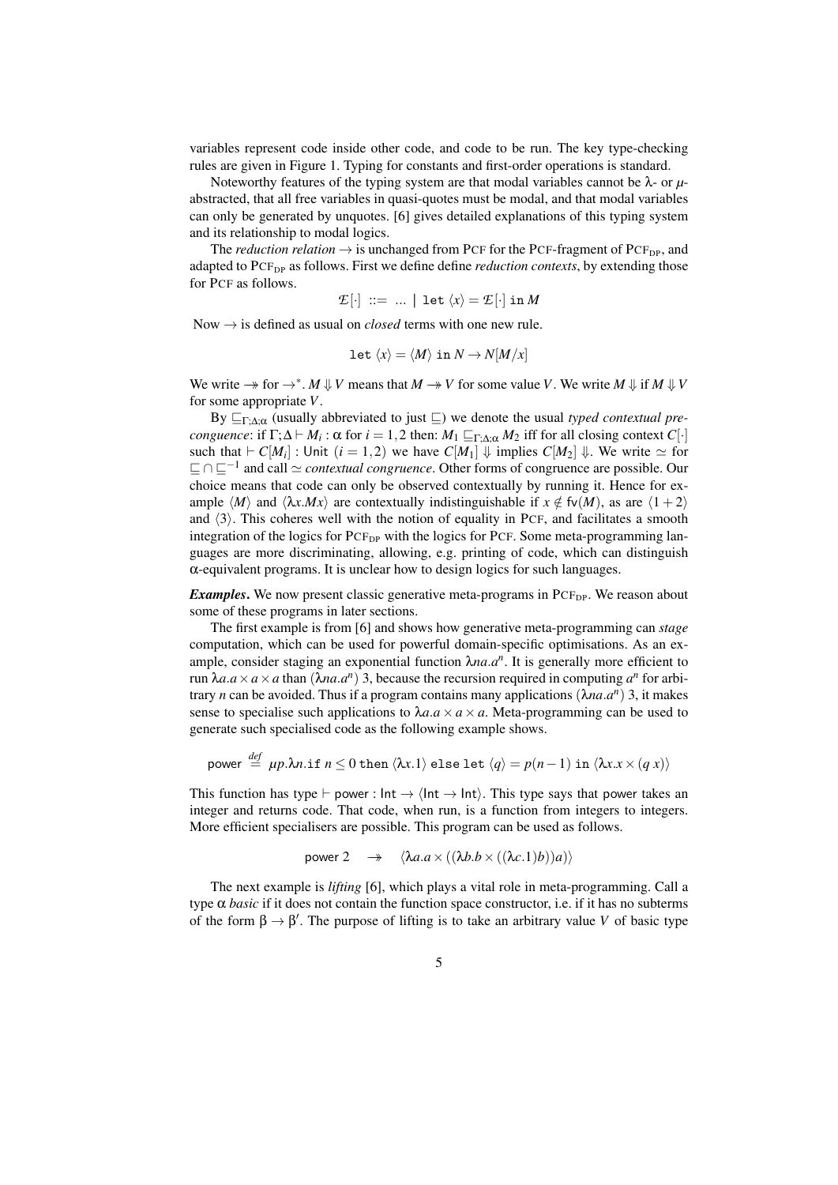variables represent code inside other code, and code to be run. The key type-checking rules are given in Figure 1. Typing for constants and first-order operations is standard.

Noteworthy features of the typing system are that modal variables cannot be $\lambda$- or $\mu$-abstracted, that all free variables in quasi-quotes must be modal, and that modal variables can only be generated by unquotes. [6] gives detailed explanations of this typing system and its relationship to modal logics.

The *reduction relation* $\rightarrow$ is unchanged from PCF for the PCF-fragment of $\text{PCF}_{\text{DP}}$, and adapted to $\text{PCF}_{\text{DP}}$ as follows. First we define define *reduction contexts*, by extending those for PCF as follows.

$$\mathcal{E}[\cdot] \ ::= \ ... \ | \ \texttt{let}\ \langle x \rangle = \mathcal{E}[\cdot]\ \texttt{in}\ M$$

Now $\rightarrow$ is defined as usual on *closed* terms with one new rule.

$$\texttt{let}\ \langle x \rangle = \langle M \rangle\ \texttt{in}\ N \rightarrow N[M/x]$$

We write $\twoheadrightarrow$ for $\rightarrow^*$. $M \Downarrow V$ means that $M \twoheadrightarrow V$ for some value $V$. We write $M \Downarrow$ if $M \Downarrow V$ for some appropriate $V$.

By $\sqsubseteq_{\Gamma;\Delta;\alpha}$ (usually abbreviated to just $\sqsubseteq$) we denote the usual *typed contextual precongruence*: if $\Gamma;\Delta \vdash M_i : \alpha$ for $i = 1, 2$ then: $M_1 \sqsubseteq_{\Gamma;\Delta;\alpha} M_2$ iff for all closing context $C[\cdot]$ such that $\vdash C[M_i] : \mathsf{Unit}$ $(i = 1, 2)$ we have $C[M_1] \Downarrow$ implies $C[M_2] \Downarrow$. We write $\simeq$ for $\sqsubseteq \cap \sqsubseteq^{-1}$ and call $\simeq$ *contextual congruence*. Other forms of congruence are possible. Our choice means that code can only be observed contextually by running it. Hence for example $\langle M \rangle$ and $\langle \lambda x.Mx \rangle$ are contextually indistinguishable if $x \notin \mathsf{fv}(M)$, as are $\langle 1 + 2 \rangle$ and $\langle 3 \rangle$. This coheres well with the notion of equality in PCF, and facilitates a smooth integration of the logics for $\text{PCF}_{\text{DP}}$ with the logics for PCF. Some meta-programming languages are more discriminating, allowing, e.g. printing of code, which can distinguish $\alpha$-equivalent programs. It is unclear how to design logics for such languages.

***Examples*.** We now present classic generative meta-programs in $\text{PCF}_{\text{DP}}$. We reason about some of these programs in later sections.

The first example is from [6] and shows how generative meta-programming can *stage* computation, which can be used for powerful domain-specific optimisations. As an example, consider staging an exponential function $\lambda na.a^n$. It is generally more efficient to run $\lambda a.a \times a \times a$ than $(\lambda na.a^n)\ 3$, because the recursion required in computing $a^n$ for arbitrary $n$ can be avoided. Thus if a program contains many applications $(\lambda na.a^n)\ 3$, it makes sense to specialise such applications to $\lambda a.a \times a \times a$. Meta-programming can be used to generate such specialised code as the following example shows.

$$\mathsf{power} \stackrel{def}{=} \mu p.\lambda n.\texttt{if}\ n \leq 0\ \texttt{then}\ \langle \lambda x.1 \rangle\ \texttt{else let}\ \langle q \rangle = p(n-1)\ \texttt{in}\ \langle \lambda x.x \times (q\ x) \rangle$$

This function has type $\vdash \mathsf{power} : \mathsf{Int} \rightarrow \langle \mathsf{Int} \rightarrow \mathsf{Int} \rangle$. This type says that power takes an integer and returns code. That code, when run, is a function from integers to integers. More efficient specialisers are possible. This program can be used as follows.

$$\mathsf{power}\ 2 \quad \twoheadrightarrow \quad \langle \lambda a.a \times ((\lambda b.b \times ((\lambda c.1)b))a) \rangle$$

The next example is *lifting* [6], which plays a vital role in meta-programming. Call a type $\alpha$ *basic* if it does not contain the function space constructor, i.e. if it has no subterms of the form $\beta \rightarrow \beta'$. The purpose of lifting is to take an arbitrary value $V$ of basic type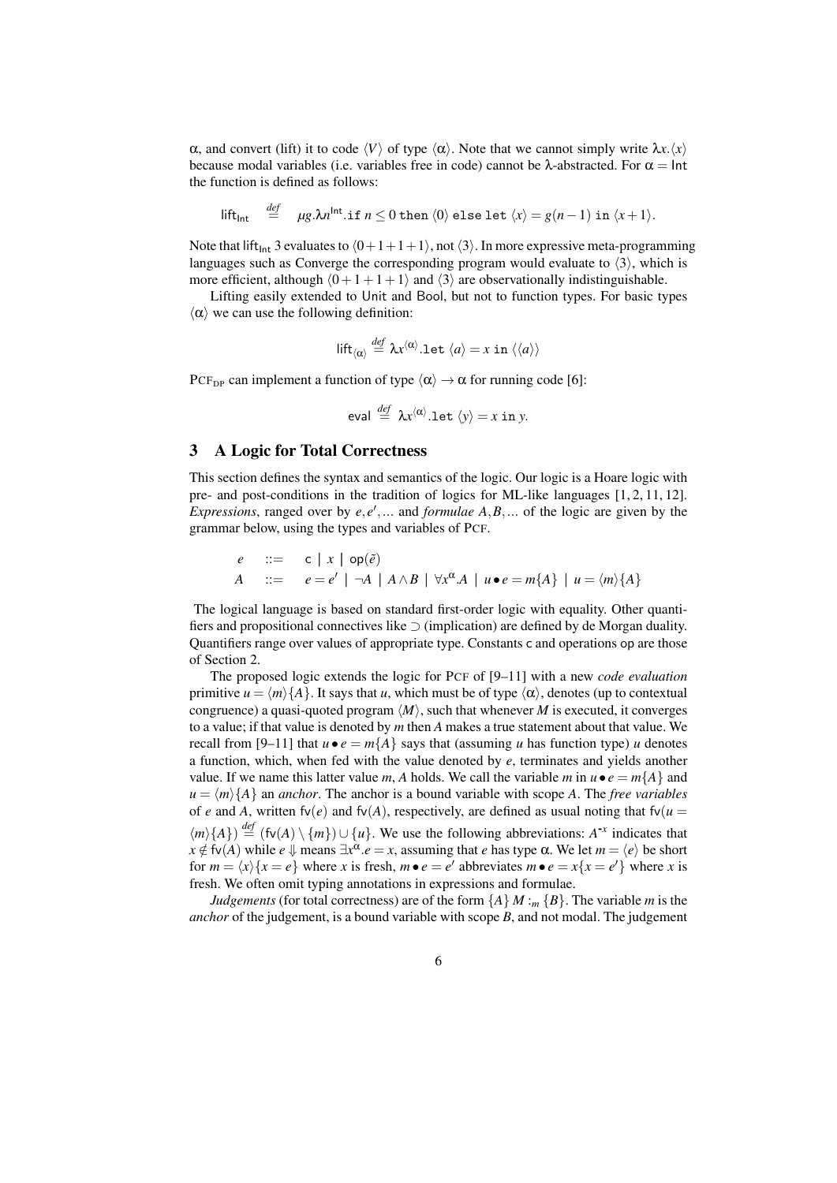$\alpha$, and convert (lift) it to code $\langle V \rangle$ of type $\langle \alpha \rangle$. Note that we cannot simply write $\lambda x.\langle x \rangle$ because modal variables (i.e. variables free in code) cannot be $\lambda$-abstracted. For $\alpha = \mathsf{Int}$ the function is defined as follows:

$$\mathsf{lift}_{\mathsf{Int}} \quad \stackrel{def}{=} \quad \mu g.\lambda n^{\mathsf{Int}}.\mathtt{if}\ n \leq 0\ \mathtt{then}\ \langle 0 \rangle\ \mathtt{else}\ \mathtt{let}\ \langle x \rangle = g(n-1)\ \mathtt{in}\ \langle x+1 \rangle.$$

Note that $\mathsf{lift}_{\mathsf{Int}}\ 3$ evaluates to $\langle 0+1+1+1 \rangle$, not $\langle 3 \rangle$. In more expressive meta-programming languages such as Converge the corresponding program would evaluate to $\langle 3 \rangle$, which is more efficient, although $\langle 0+1+1+1 \rangle$ and $\langle 3 \rangle$ are observationally indistinguishable.

Lifting easily extended to Unit and Bool, but not to function types. For basic types $\langle \alpha \rangle$ we can use the following definition:

$$\mathsf{lift}_{\langle \alpha \rangle} \stackrel{def}{=} \lambda x^{\langle \alpha \rangle}.\mathtt{let}\ \langle a \rangle = x\ \mathtt{in}\ \langle \langle a \rangle \rangle$$

$\mathrm{PCF_{DP}}$ can implement a function of type $\langle \alpha \rangle \rightarrow \alpha$ for running code [6]:

$$\mathsf{eval} \stackrel{def}{=} \lambda x^{\langle \alpha \rangle}.\mathtt{let}\ \langle y \rangle = x\ \mathtt{in}\ y.$$

## 3 A Logic for Total Correctness

This section defines the syntax and semantics of the logic. Our logic is a Hoare logic with pre- and post-conditions in the tradition of logics for ML-like languages [1, 2, 11, 12]. *Expressions*, ranged over by $e, e', \ldots$ and *formulae* $A, B, \ldots$ of the logic are given by the grammar below, using the types and variables of PCF.

$$\begin{array}{lcl} e & ::= & \mathsf{c} \mid x \mid \mathsf{op}(\tilde{e}) \\ A & ::= & e = e' \mid \neg A \mid A \wedge B \mid \forall x^{\alpha}.A \mid u \bullet e = m\{A\} \mid u = \langle m \rangle\{A\} \end{array}$$

The logical language is based on standard first-order logic with equality. Other quantifiers and propositional connectives like $\supset$ (implication) are defined by de Morgan duality. Quantifiers range over values of appropriate type. Constants c and operations op are those of Section 2.

The proposed logic extends the logic for PCF of [9–11] with a new *code evaluation* primitive $u = \langle m \rangle\{A\}$. It says that $u$, which must be of type $\langle \alpha \rangle$, denotes (up to contextual congruence) a quasi-quoted program $\langle M \rangle$, such that whenever $M$ is executed, it converges to a value; if that value is denoted by $m$ then $A$ makes a true statement about that value. We recall from [9–11] that $u \bullet e = m\{A\}$ says that (assuming $u$ has function type) $u$ denotes a function, which, when fed with the value denoted by $e$, terminates and yields another value. If we name this latter value $m$, $A$ holds. We call the variable $m$ in $u \bullet e = m\{A\}$ and $u = \langle m \rangle\{A\}$ an *anchor*. The anchor is a bound variable with scope $A$. The *free variables* of $e$ and $A$, written $\mathsf{fv}(e)$ and $\mathsf{fv}(A)$, respectively, are defined as usual noting that $\mathsf{fv}(u = \langle m \rangle\{A\}) \stackrel{def}{=} (\mathsf{fv}(A) \setminus \{m\}) \cup \{u\}$. We use the following abbreviations: $A^{\text{-}x}$ indicates that $x \notin \mathsf{fv}(A)$ while $e \Downarrow$ means $\exists x^{\alpha}.e = x$, assuming that $e$ has type $\alpha$. We let $m = \langle e \rangle$ be short for $m = \langle x \rangle\{x = e\}$ where $x$ is fresh, $m \bullet e = e'$ abbreviates $m \bullet e = x\{x = e'\}$ where $x$ is fresh. We often omit typing annotations in expressions and formulae.

*Judgements* (for total correctness) are of the form $\{A\}\ M :_m \{B\}$. The variable $m$ is the *anchor* of the judgement, is a bound variable with scope $B$, and not modal. The judgement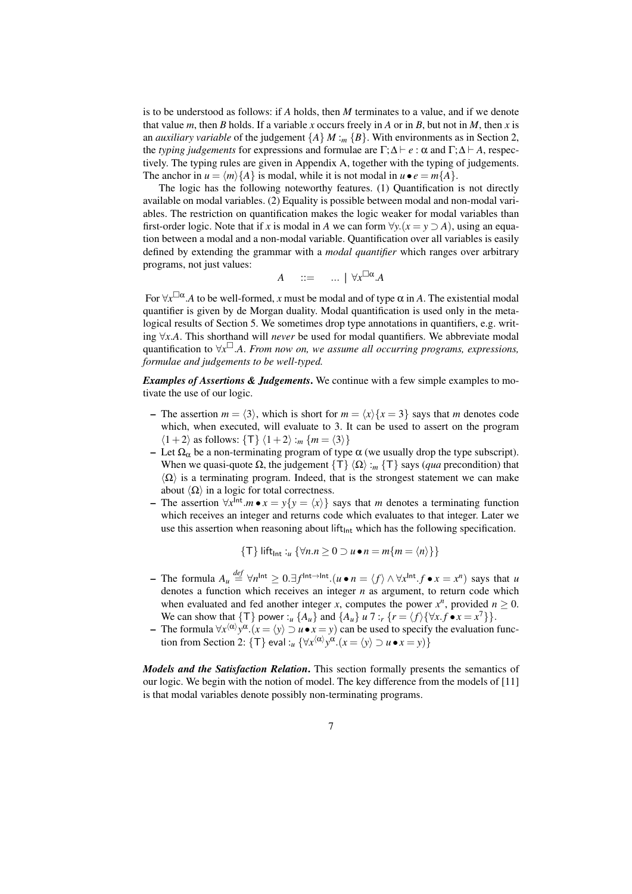is to be understood as follows: if $A$ holds, then $M$ terminates to a value, and if we denote that value $m$, then $B$ holds. If a variable $x$ occurs freely in $A$ or in $B$, but not in $M$, then $x$ is an *auxiliary variable* of the judgement $\{A\}\ M :_m \{B\}$. With environments as in Section 2, the *typing judgements* for expressions and formulae are $\Gamma;\Delta \vdash e : \alpha$ and $\Gamma;\Delta \vdash A$, respectively. The typing rules are given in Appendix A, together with the typing of judgements. The anchor in $u = \langle m \rangle \{A\}$ is modal, while it is not modal in $u \bullet e = m\{A\}$.

The logic has the following noteworthy features. (1) Quantification is not directly available on modal variables. (2) Equality is possible between modal and non-modal variables. The restriction on quantification makes the logic weaker for modal variables than first-order logic. Note that if $x$ is modal in $A$ we can form $\forall y.(x = y \supset A)$, using an equation between a modal and a non-modal variable. Quantification over all variables is easily defined by extending the grammar with a *modal quantifier* which ranges over arbitrary programs, not just values:

$$A \quad ::= \quad \ldots \mid \forall x^{\Box\alpha}.A$$

For $\forall x^{\Box\alpha}.A$ to be well-formed, $x$ must be modal and of type $\alpha$ in $A$. The existential modal quantifier is given by de Morgan duality. Modal quantification is used only in the meta-logical results of Section 5. We sometimes drop type annotations in quantifiers, e.g. writing $\forall x.A$. This shorthand will *never* be used for modal quantifiers. We abbreviate modal quantification to $\forall x^{\Box}.A$. *From now on, we assume all occurring programs, expressions, formulae and judgements to be well-typed.*

***Examples of Assertions & Judgements*.** We continue with a few simple examples to motivate the use of our logic.

- The assertion $m = \langle 3 \rangle$, which is short for $m = \langle x \rangle \{x = 3\}$ says that $m$ denotes code which, when executed, will evaluate to 3. It can be used to assert on the program $\langle 1+2 \rangle$ as follows: $\{\mathsf{T}\}\ \langle 1+2 \rangle :_m \{m = \langle 3 \rangle\}$
- Let $\Omega_\alpha$ be a non-terminating program of type $\alpha$ (we usually drop the type subscript). When we quasi-quote $\Omega$, the judgement $\{\mathsf{T}\}\ \langle \Omega \rangle :_m \{\mathsf{T}\}$ says (*qua* precondition) that $\langle \Omega \rangle$ is a terminating program. Indeed, that is the strongest statement we can make about $\langle \Omega \rangle$ in a logic for total correctness.
- The assertion $\forall x^{\mathsf{Int}}.m \bullet x = y\{y = \langle x \rangle\}$ says that $m$ denotes a terminating function which receives an integer and returns code which evaluates to that integer. Later we use this assertion when reasoning about $\mathsf{lift}_{\mathsf{Int}}$ which has the following specification.

$$\{\mathsf{T}\}\ \mathsf{lift}_{\mathsf{Int}} :_u \{\forall n.n \geq 0 \supset u \bullet n = m\{m = \langle n \rangle\}\}$$

- The formula $A_u \stackrel{def}{=} \forall n^{\mathsf{Int}} \geq 0.\exists f^{\mathsf{Int}\to\mathsf{Int}}.(u \bullet n = \langle f \rangle \wedge \forall x^{\mathsf{Int}}.f \bullet x = x^n)$ says that $u$ denotes a function which receives an integer $n$ as argument, to return code which when evaluated and fed another integer $x$, computes the power $x^n$, provided $n \geq 0$. We can show that $\{\mathsf{T}\}$ power $:_u \{A_u\}$ and $\{A_u\}\ u\ 7 :_r \{r = \langle f \rangle \{\forall x.f \bullet x = x^7\}\}$.
- The formula $\forall x^{\langle\alpha\rangle} y^\alpha.(x = \langle y \rangle \supset u \bullet x = y)$ can be used to specify the evaluation function from Section 2: $\{\mathsf{T}\}\ \mathsf{eval} :_u \{\forall x^{\langle\alpha\rangle} y^\alpha.(x = \langle y \rangle \supset u \bullet x = y)\}$

***Models and the Satisfaction Relation*.** This section formally presents the semantics of our logic. We begin with the notion of model. The key difference from the models of [11] is that modal variables denote possibly non-terminating programs.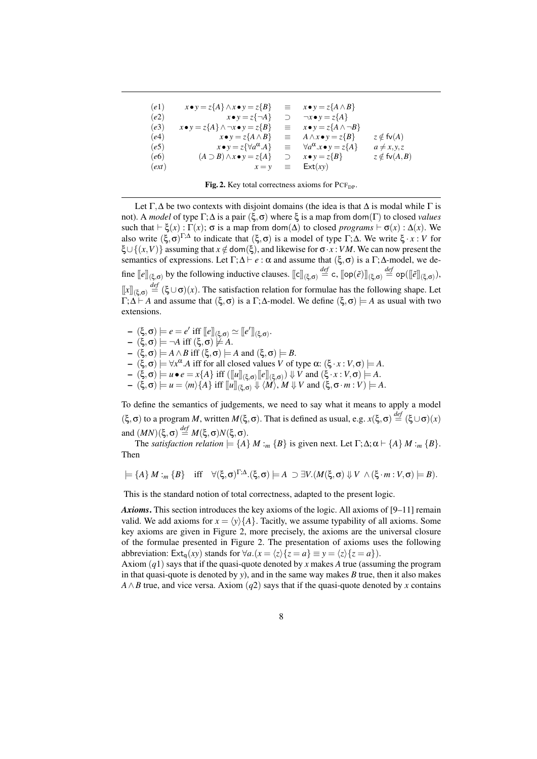| | | | | |
|---|---|---|---|---|
| $(e1)$ | $x \bullet y = z\{A\} \wedge x \bullet y = z\{B\}$ | $\equiv$ | $x \bullet y = z\{A \wedge B\}$ | |
| $(e2)$ | $x \bullet y = z\{\neg A\}$ | $\supset$ | $\neg x \bullet y = z\{A\}$ | |
| $(e3)$ | $x \bullet y = z\{A\} \wedge \neg x \bullet y = z\{B\}$ | $\equiv$ | $x \bullet y = z\{A \wedge \neg B\}$ | |
| $(e4)$ | $x \bullet y = z\{A \wedge B\}$ | $\equiv$ | $A \wedge x \bullet y = z\{B\}$ | $z \notin \mathsf{fv}(A)$ |
| $(e5)$ | $x \bullet y = z\{\forall a^{\alpha}.A\}$ | $\equiv$ | $\forall a^{\alpha}.x \bullet y = z\{A\}$ | $a \neq x, y, z$ |
| $(e6)$ | $(A \supset B) \wedge x \bullet y = z\{A\}$ | $\supset$ | $x \bullet y = z\{B\}$ | $z \notin \mathsf{fv}(A, B)$ |
| $(ext)$ | $x = y$ | $\equiv$ | $\mathsf{Ext}(xy)$ | |

**Fig. 2.** Key total correctness axioms for $\text{PCF}_{\text{DP}}$.

Let $\Gamma, \Delta$ be two contexts with disjoint domains (the idea is that $\Delta$ is modal while $\Gamma$ is not). A *model* of type $\Gamma; \Delta$ is a pair $(\xi, \sigma)$ where $\xi$ is a map from $\mathsf{dom}(\Gamma)$ to closed *values* such that $\vdash \xi(x) : \Gamma(x)$; $\sigma$ is a map from $\mathsf{dom}(\Delta)$ to closed *programs* $\vdash \sigma(x) : \Delta(x)$. We also write $(\xi, \sigma)^{\Gamma;\Delta}$ to indicate that $(\xi, \sigma)$ is a model of type $\Gamma; \Delta$. We write $\xi \cdot x : V$ for $\xi \cup \{(x, V)\}$ assuming that $x \notin \mathsf{dom}(\xi)$, and likewise for $\sigma \cdot x : VM$. We can now present the semantics of expressions. Let $\Gamma; \Delta \vdash e : \alpha$ and assume that $(\xi, \sigma)$ is a $\Gamma; \Delta$-model, we define $[\![e]\!]_{(\xi,\sigma)}$ by the following inductive clauses. $[\![\mathsf{c}]\!]_{(\xi,\sigma)} \stackrel{def}{=} \mathsf{c}$, $[\![\mathsf{op}(\tilde{e})]\!]_{(\xi,\sigma)} \stackrel{def}{=} \mathsf{op}([\![\tilde{e}]\!]_{(\xi,\sigma)})$, $[\![x]\!]_{(\xi,\sigma)} \stackrel{def}{=} (\xi \cup \sigma)(x)$. The satisfaction relation for formulae has the following shape. Let $\Gamma; \Delta \vdash A$ and assume that $(\xi, \sigma)$ is a $\Gamma; \Delta$-model. We define $(\xi, \sigma) \models A$ as usual with two extensions.

- $(\xi, \sigma) \models e = e'$ iff $[\![e]\!]_{(\xi,\sigma)} \simeq [\![e']\!]_{(\xi,\sigma)}$.
- $(\xi, \sigma) \models \neg A$ iff $(\xi, \sigma) \not\models A$.
- $(\xi, \sigma) \models A \wedge B$ iff $(\xi, \sigma) \models A$ and $(\xi, \sigma) \models B$.
- $(\xi, \sigma) \models \forall x^{\alpha}.A$ iff for all closed values $V$ of type $\alpha$: $(\xi \cdot x : V, \sigma) \models A$.
- $(\xi, \sigma) \models u \bullet e = x\{A\}$ iff $([\![u]\!]_{(\xi,\sigma)} [\![e]\!]_{(\xi,\sigma)}) \Downarrow V$ and $(\xi \cdot x : V, \sigma) \models A$.
- $(\xi, \sigma) \models u = \langle m \rangle \{A\}$ iff $[\![u]\!]_{(\xi,\sigma)} \Downarrow \langle M \rangle$, $M \Downarrow V$ and $(\xi, \sigma \cdot m : V) \models A$.

To define the semantics of judgements, we need to say what it means to apply a model $(\xi, \sigma)$ to a program $M$, written $M(\xi, \sigma)$. That is defined as usual, e.g. $x(\xi, \sigma) \stackrel{def}{=} (\xi \cup \sigma)(x)$ and $(MN)(\xi, \sigma) \stackrel{def}{=} M(\xi, \sigma) N(\xi, \sigma)$.

The *satisfaction relation* $\models \{A\}\ M :_m \{B\}$ is given next. Let $\Gamma; \Delta; \alpha \vdash \{A\}\ M :_m \{B\}$. Then

$$\models \{A\}\ M :_m \{B\} \quad \text{iff} \quad \forall (\xi, \sigma)^{\Gamma;\Delta}.(\xi, \sigma) \models A \supset \exists V.(M(\xi, \sigma) \Downarrow V \wedge (\xi \cdot m : V, \sigma) \models B).$$

This is the standard notion of total correctness, adapted to the present logic.

***Axioms*.** This section introduces the key axioms of the logic. All axioms of [9–11] remain valid. We add axioms for $x = \langle y \rangle \{A\}$. Tacitly, we assume typability of all axioms. Some key axioms are given in Figure 2, more precisely, the axioms are the universal closure of the formulae presented in Figure 2. The presentation of axioms uses the following abbreviation: $\mathsf{Ext}_{\mathsf{q}}(xy)$ stands for $\forall a.(x = \langle z \rangle \{z = a\} \equiv y = \langle z \rangle \{z = a\})$.

Axiom $(q1)$ says that if the quasi-quote denoted by $x$ makes $A$ true (assuming the program in that quasi-quote is denoted by $y$), and in the same way makes $B$ true, then it also makes $A \wedge B$ true, and vice versa. Axiom $(q2)$ says that if the quasi-quote denoted by $x$ contains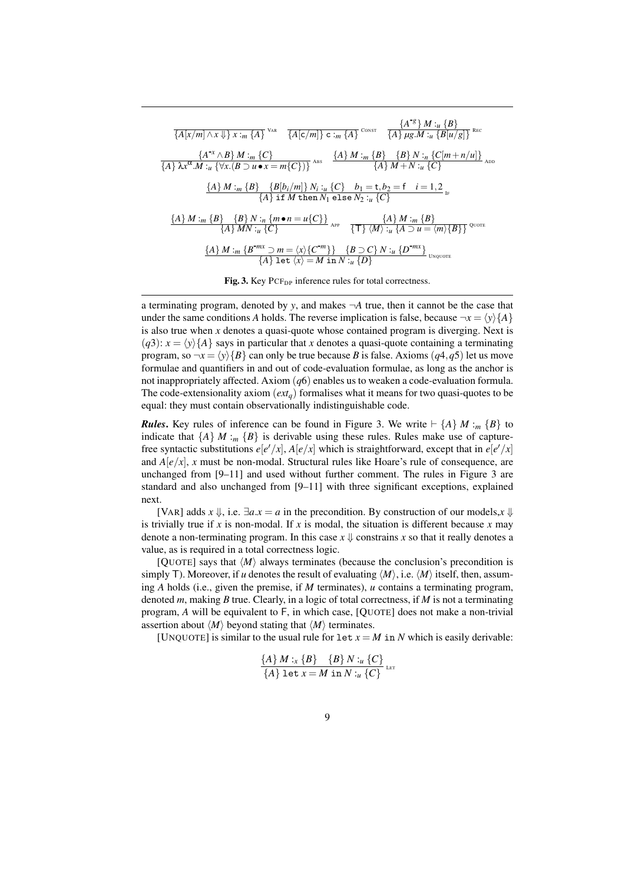$$\frac{}{\{A[x/m] \wedge x \Downarrow\}\ x :_m \{A\}}\ \text{VAR} \qquad \frac{}{\{A[\mathsf{c}/m]\}\ \mathsf{c} :_m \{A\}}\ \text{CONST} \qquad \frac{\{A^{\text{-}g}\}\ M :_u \{B\}}{\{A\}\ \mu g.M :_u \{B[u/g]\}}\ \text{REC}$$

$$\frac{\{A^{\text{-}x} \wedge B\}\ M :_m \{C\}}{\{A\}\ \lambda x^{\alpha}.M :_u \{\forall x.(B \supset u \bullet x = m\{C\})\}}\ \text{ABS} \qquad \frac{\{A\}\ M :_m \{B\} \quad \{B\}\ N :_n \{C[m+n/u]\}}{\{A\}\ M+N :_u \{C\}}\ \text{ADD}$$

$$\frac{\{A\}\ M :_m \{B\} \quad \{B[b_i/m]\}\ N_i :_u \{C\} \quad b_1 = \mathsf{t}, b_2 = \mathsf{f} \quad i = 1,2}{\{A\}\ \mathtt{if}\ M\ \mathtt{then}\ N_1\ \mathtt{else}\ N_2 :_u \{C\}}\ \text{IF}$$

$$\frac{\{A\}\ M :_m \{B\} \quad \{B\}\ N :_n \{m \bullet n = u\{C\}\}}{\{A\}\ MN :_u \{C\}}\ \text{APP} \qquad \frac{\{A\}\ M :_m \{B\}}{\{\mathsf{T}\}\ \langle M \rangle :_u \{A \supset u = \langle m \rangle \{B\}\}}\ \text{QUOTE}$$

$$\frac{\{A\}\ M :_m \{B^{\text{-}mx} \supset m = \langle x \rangle \{C^{\text{-}m}\}\} \quad \{B \supset C\}\ N :_u \{D^{\text{-}mx}\}}{\{A\}\ \mathtt{let}\ \langle x \rangle = M\ \mathtt{in}\ N :_u \{D\}}\ \text{UNQUOTE}$$

**Fig. 3.** Key $\text{PCF}_{\text{DP}}$ inference rules for total correctness.

a terminating program, denoted by $y$, and makes $\neg A$ true, then it cannot be the case that under the same conditions $A$ holds. The reverse implication is false, because $\neg x = \langle y \rangle \{A\}$ is also true when $x$ denotes a quasi-quote whose contained program is diverging. Next is $(q3)$: $x = \langle y \rangle \{A\}$ says in particular that $x$ denotes a quasi-quote containing a terminating program, so $\neg x = \langle y \rangle \{B\}$ can only be true because $B$ is false. Axioms $(q4, q5)$ let us move formulae and quantifiers in and out of code-evaluation formulae, as long as the anchor is not inappropriately affected. Axiom $(q6)$ enables us to weaken a code-evaluation formula. The code-extensionality axiom $(ext_q)$ formalises what it means for two quasi-quotes to be equal: they must contain observationally indistinguishable code.

***Rules.*** Key rules of inference can be found in Figure 3. We write $\vdash \{A\}\ M :_m \{B\}$ to indicate that $\{A\}\ M :_m \{B\}$ is derivable using these rules. Rules make use of capture-free syntactic substitutions $e[e'/x]$, $A[e/x]$ which is straightforward, except that in $e[e'/x]$ and $A[e/x]$, $x$ must be non-modal. Structural rules like Hoare's rule of consequence, are unchanged from [9–11] and used without further comment. The rules in Figure 3 are standard and also unchanged from [9–11] with three significant exceptions, explained next.

[VAR] adds $x \Downarrow$, i.e. $\exists a.x = a$ in the precondition. By construction of our models,$x \Downarrow$ is trivially true if $x$ is non-modal. If $x$ is modal, the situation is different because $x$ may denote a non-terminating program. In this case $x \Downarrow$ constrains $x$ so that it really denotes a value, as is required in a total correctness logic.

[QUOTE] says that $\langle M \rangle$ always terminates (because the conclusion's precondition is simply $\mathsf{T}$). Moreover, if $u$ denotes the result of evaluating $\langle M \rangle$, i.e. $\langle M \rangle$ itself, then, assuming $A$ holds (i.e., given the premise, if $M$ terminates), $u$ contains a terminating program, denoted $m$, making $B$ true. Clearly, in a logic of total correctness, if $M$ is not a terminating program, $A$ will be equivalent to $\mathsf{F}$, in which case, [QUOTE] does not make a non-trivial assertion about $\langle M \rangle$ beyond stating that $\langle M \rangle$ terminates.

[UNQUOTE] is similar to the usual rule for $\mathtt{let}\ x = M\ \mathtt{in}\ N$ which is easily derivable:

$$\frac{\{A\}\ M :_x \{B\} \quad \{B\}\ N :_u \{C\}}{\{A\}\ \mathtt{let}\ x = M\ \mathtt{in}\ N :_u \{C\}}\ \text{LET}$$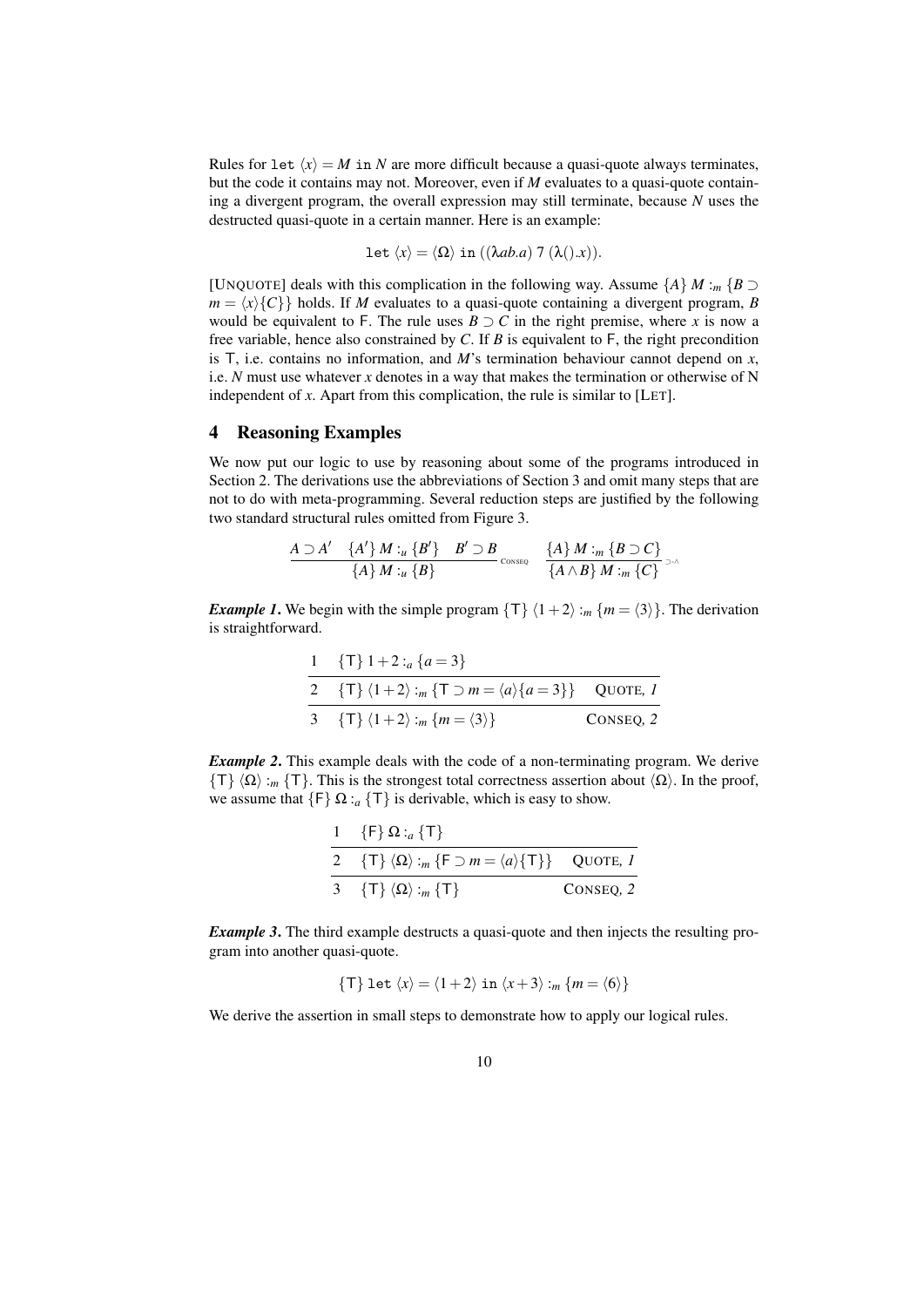Rules for $\texttt{let}\ \langle x \rangle = M\ \texttt{in}\ N$ are more difficult because a quasi-quote always terminates, but the code it contains may not. Moreover, even if $M$ evaluates to a quasi-quote containing a divergent program, the overall expression may still terminate, because $N$ uses the destructed quasi-quote in a certain manner. Here is an example:

$$\texttt{let}\ \langle x \rangle = \langle \Omega \rangle\ \texttt{in}\ ((\lambda ab.a)\ 7\ (\lambda ().x)).$$

[UNQUOTE] deals with this complication in the following way. Assume $\{A\}\ M :_m \{B \supset m = \langle x \rangle \{C\}\}$ holds. If $M$ evaluates to a quasi-quote containing a divergent program, $B$ would be equivalent to $\mathsf{F}$. The rule uses $B \supset C$ in the right premise, where $x$ is now a free variable, hence also constrained by $C$. If $B$ is equivalent to $\mathsf{F}$, the right precondition is $\mathsf{T}$, i.e. contains no information, and $M$'s termination behaviour cannot depend on $x$, i.e. $N$ must use whatever $x$ denotes in a way that makes the termination or otherwise of N independent of $x$. Apart from this complication, the rule is similar to [LET].

## 4 Reasoning Examples

We now put our logic to use by reasoning about some of the programs introduced in Section 2. The derivations use the abbreviations of Section 3 and omit many steps that are not to do with meta-programming. Several reduction steps are justified by the following two standard structural rules omitted from Figure 3.

$$\frac{A \supset A' \quad \{A'\}\ M :_u \{B'\} \quad B' \supset B}{\{A\}\ M :_u \{B\}}\ \scriptstyle{\text{CONSEQ}} \qquad \frac{\{A\}\ M :_m \{B \supset C\}}{\{A \wedge B\}\ M :_m \{C\}}\ \scriptstyle{\supset\text{-}\wedge}$$

***Example 1.*** We begin with the simple program $\{\mathsf{T}\}\ \langle 1+2 \rangle :_m \{m = \langle 3 \rangle\}$. The derivation is straightforward.

| | | |
|---|---|---|
| 1 | $\{\mathsf{T}\}\ 1+2 :_a \{a = 3\}$ | |
| 2 | $\{\mathsf{T}\}\ \langle 1+2 \rangle :_m \{\mathsf{T} \supset m = \langle a \rangle \{a = 3\}\}$ | QUOTE, *1* |
| 3 | $\{\mathsf{T}\}\ \langle 1+2 \rangle :_m \{m = \langle 3 \rangle\}$ | CONSEQ, *2* |

***Example 2.*** This example deals with the code of a non-terminating program. We derive $\{\mathsf{T}\}\ \langle \Omega \rangle :_m \{\mathsf{T}\}$. This is the strongest total correctness assertion about $\langle \Omega \rangle$. In the proof, we assume that $\{\mathsf{F}\}\ \Omega :_a \{\mathsf{T}\}$ is derivable, which is easy to show.

| | | |
|---|---|---|
| 1 | $\{\mathsf{F}\}\ \Omega :_a \{\mathsf{T}\}$ | |
| 2 | $\{\mathsf{T}\}\ \langle \Omega \rangle :_m \{\mathsf{F} \supset m = \langle a \rangle \{\mathsf{T}\}\}$ | QUOTE, *1* |
| 3 | $\{\mathsf{T}\}\ \langle \Omega \rangle :_m \{\mathsf{T}\}$ | CONSEQ, *2* |

***Example 3.*** The third example destructs a quasi-quote and then injects the resulting program into another quasi-quote.

$$\{\mathsf{T}\}\ \texttt{let}\ \langle x \rangle = \langle 1+2 \rangle\ \texttt{in}\ \langle x+3 \rangle :_m \{m = \langle 6 \rangle\}$$

We derive the assertion in small steps to demonstrate how to apply our logical rules.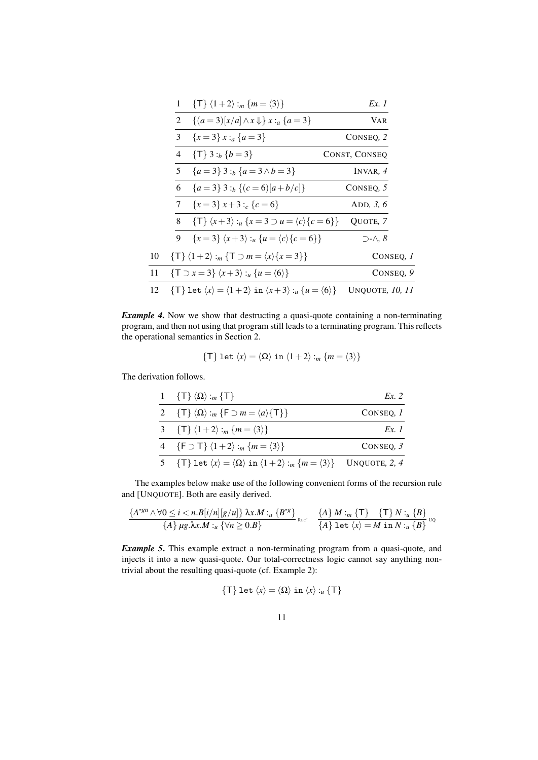| | | |
|---|---|---|
| 1 | $\{\mathsf{T}\}\ \langle 1+2\rangle :_m \{m = \langle 3\rangle\}$ | *Ex. 1* |
| 2 | $\{(a=3)[x/a] \wedge x\Downarrow\}\ x :_a \{a=3\}$ | VAR |
| 3 | $\{x=3\}\ x :_a \{a=3\}$ | CONSEQ, *2* |
| 4 | $\{\mathsf{T}\}\ 3 :_b \{b=3\}$ | CONST, CONSEQ |
| 5 | $\{a=3\}\ 3 :_b \{a=3 \wedge b=3\}$ | INVAR, *4* |
| 6 | $\{a=3\}\ 3 :_b \{(c=6)[a+b/c]\}$ | CONSEQ, *5* |
| 7 | $\{x=3\}\ x+3 :_c \{c=6\}$ | ADD, *3, 6* |
| 8 | $\{\mathsf{T}\}\ \langle x+3\rangle :_u \{x=3 \supset u = \langle c\rangle\{c=6\}\}$ | QUOTE, *7* |
| 9 | $\{x=3\}\ \langle x+3\rangle :_u \{u = \langle c\rangle\{c=6\}\}$ | $\supset$-$\wedge$, *8* |
| 10 | $\{\mathsf{T}\}\ \langle 1+2\rangle :_m \{\mathsf{T} \supset m = \langle x\rangle\{x=3\}\}$ | CONSEQ, *1* |
| 11 | $\{\mathsf{T} \supset x=3\}\ \langle x+3\rangle :_u \{u = \langle 6\rangle\}$ | CONSEQ, *9* |
| 12 | $\{\mathsf{T}\}\ \mathtt{let}\ \langle x\rangle = \langle 1+2\rangle\ \mathtt{in}\ \langle x+3\rangle :_u \{u = \langle 6\rangle\}$ | UNQUOTE, *10, 11* |

***Example 4.*** Now we show that destructing a quasi-quote containing a non-terminating program, and then not using that program still leads to a terminating program. This reflects the operational semantics in Section 2.

$$\{\mathsf{T}\}\ \mathtt{let}\ \langle x\rangle = \langle\Omega\rangle\ \mathtt{in}\ \langle 1+2\rangle :_m \{m = \langle 3\rangle\}$$

The derivation follows.

| | | |
|---|---|---|
| 1 | $\{\mathsf{T}\}\ \langle\Omega\rangle :_m \{\mathsf{T}\}$ | *Ex. 2* |
| 2 | $\{\mathsf{T}\}\ \langle\Omega\rangle :_m \{\mathsf{F} \supset m = \langle a\rangle\{\mathsf{T}\}\}$ | CONSEQ, *1* |
| 3 | $\{\mathsf{T}\}\ \langle 1+2\rangle :_m \{m = \langle 3\rangle\}$ | *Ex. 1* |
| 4 | $\{\mathsf{F} \supset \mathsf{T}\}\ \langle 1+2\rangle :_m \{m = \langle 3\rangle\}$ | CONSEQ, *3* |
| 5 | $\{\mathsf{T}\}\ \mathtt{let}\ \langle x\rangle = \langle\Omega\rangle\ \mathtt{in}\ \langle 1+2\rangle :_m \{m = \langle 3\rangle\}$ | UNQUOTE, *2, 4* |

The examples below make use of the following convenient forms of the recursion rule and [UNQUOTE]. Both are easily derived.

$$\frac{\{A^{\text{-}gn} \wedge \forall 0 \le i < n.B[i/n][g/u]\}\ \lambda x.M :_u \{B^{\text{-}g}\}}{\{A\}\ \mu g.\lambda x.M :_u \{\forall n \ge 0.B\}}\ {\scriptstyle \mathrm{REC'}} \qquad \frac{\{A\}\ M :_m \{\mathsf{T}\} \quad \{\mathsf{T}\}\ N :_u \{B\}}{\{A\}\ \mathtt{let}\ \langle x\rangle = M\ \mathtt{in}\ N :_u \{B\}}\ {\scriptstyle \mathrm{UQ}}$$

***Example 5.*** This example extract a non-terminating program from a quasi-quote, and injects it into a new quasi-quote. Our total-correctness logic cannot say anything non-trivial about the resulting quasi-quote (cf. Example 2):

$$\{\mathsf{T}\}\ \mathtt{let}\ \langle x\rangle = \langle\Omega\rangle\ \mathtt{in}\ \langle x\rangle :_u \{\mathsf{T}\}$$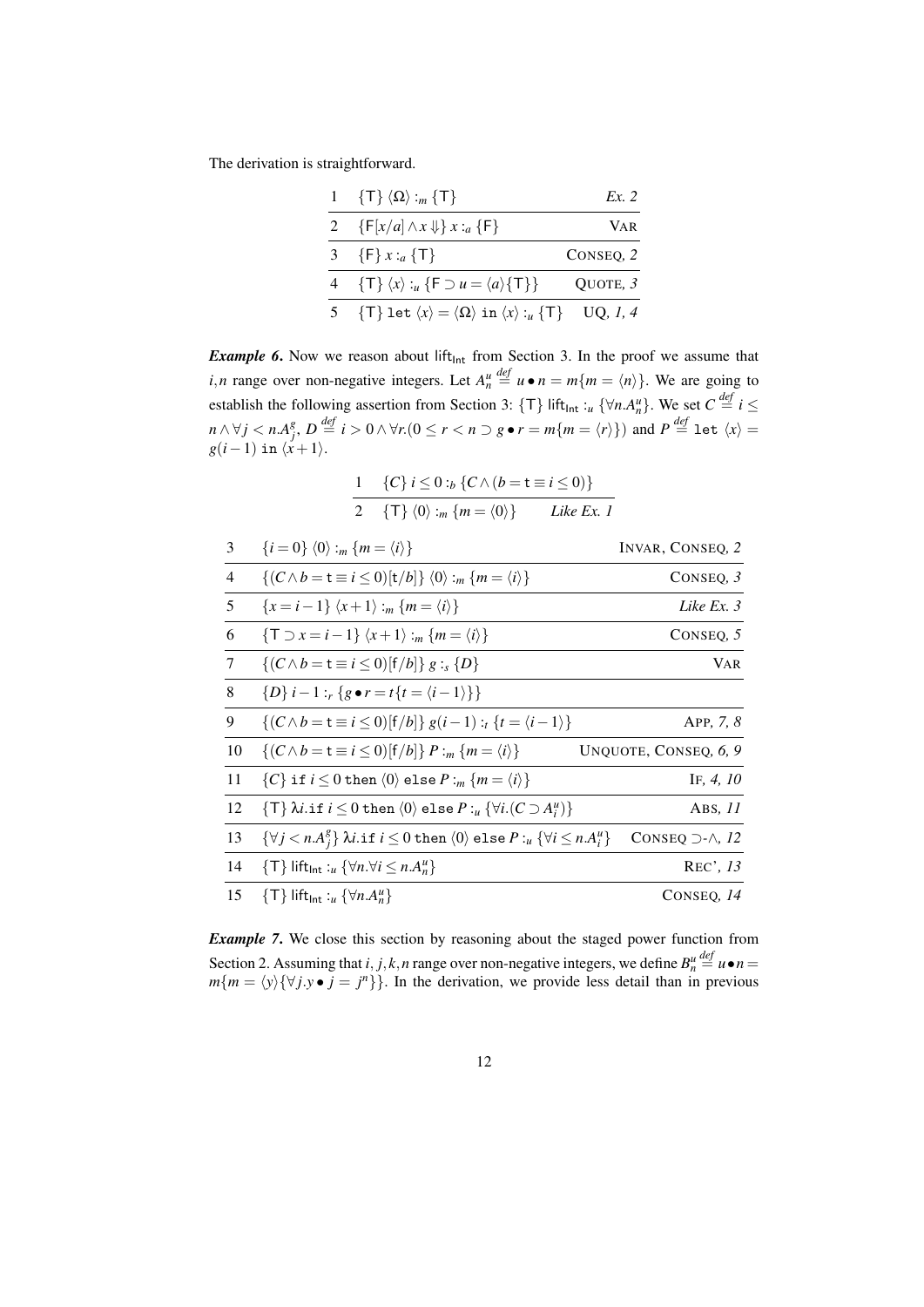The derivation is straightforward.

| | | |
|---|---|---|
| 1 | $\{\mathsf{T}\}\ \langle\Omega\rangle :_m \{\mathsf{T}\}$ | *Ex. 2* |
| 2 | $\{\mathsf{F}[x/a] \wedge x \Downarrow\}\ x :_a \{\mathsf{F}\}$ | VAR |
| 3 | $\{\mathsf{F}\}\ x :_a \{\mathsf{T}\}$ | CONSEQ, *2* |
| 4 | $\{\mathsf{T}\}\ \langle x\rangle :_u \{\mathsf{F} \supset u = \langle a\rangle\{\mathsf{T}\}\}$ | QUOTE, *3* |
| 5 | $\{\mathsf{T}\}\ \mathtt{let}\ \langle x\rangle = \langle\Omega\rangle\ \mathtt{in}\ \langle x\rangle :_u \{\mathsf{T}\}$ | UQ, *1, 4* |

***Example 6.*** Now we reason about $\mathsf{lift}_{\mathsf{Int}}$ from Section 3. In the proof we assume that $i, n$ range over non-negative integers. Let $A^u_n \stackrel{def}{=} u \bullet n = m\{m = \langle n\rangle\}$. We are going to establish the following assertion from Section 3: $\{\mathsf{T}\}\ \mathsf{lift}_{\mathsf{Int}} :_u \{\forall n.A^u_n\}$. We set $C \stackrel{def}{=} i \leq n \wedge \forall j < n.A^g_j$, $D \stackrel{def}{=} i > 0 \wedge \forall r.(0 \leq r < n \supset g \bullet r = m\{m = \langle r\rangle\})$ and $P \stackrel{def}{=} \mathtt{let}\ \langle x\rangle = g(i-1)\ \mathtt{in}\ \langle x+1\rangle$.

| | | |
|---|---|---|
| 1 | $\{C\}\ i \leq 0 :_b \{C \wedge (b = \mathsf{t} \equiv i \leq 0)\}$ | |
| 2 | $\{\mathsf{T}\}\ \langle 0\rangle :_m \{m = \langle 0\rangle\}$ | *Like Ex. 1* |
| 3 | $\{i = 0\}\ \langle 0\rangle :_m \{m = \langle i\rangle\}$ | INVAR, CONSEQ, *2* |
| 4 | $\{(C \wedge b = \mathsf{t} \equiv i \leq 0)[\mathsf{t}/b]\}\ \langle 0\rangle :_m \{m = \langle i\rangle\}$ | CONSEQ, *3* |
| 5 | $\{x = i-1\}\ \langle x+1\rangle :_m \{m = \langle i\rangle\}$ | *Like Ex. 3* |
| 6 | $\{\mathsf{T} \supset x = i-1\}\ \langle x+1\rangle :_m \{m = \langle i\rangle\}$ | CONSEQ, *5* |
| 7 | $\{(C \wedge b = \mathsf{t} \equiv i \leq 0)[\mathsf{f}/b]\}\ g :_s \{D\}$ | VAR |
| 8 | $\{D\}\ i-1 :_r \{g \bullet r = t\{t = \langle i-1\rangle\}\}$ | |
| 9 | $\{(C \wedge b = \mathsf{t} \equiv i \leq 0)[\mathsf{f}/b]\}\ g(i-1) :_t \{t = \langle i-1\rangle\}$ | APP, *7, 8* |
| 10 | $\{(C \wedge b = \mathsf{t} \equiv i \leq 0)[\mathsf{f}/b]\}\ P :_m \{m = \langle i\rangle\}$ | UNQUOTE, CONSEQ, *6, 9* |
| 11 | $\{C\}\ \mathtt{if}\ i \leq 0\ \mathtt{then}\ \langle 0\rangle\ \mathtt{else}\ P :_m \{m = \langle i\rangle\}$ | IF, *4, 10* |
| 12 | $\{\mathsf{T}\}\ \lambda i.\mathtt{if}\ i \leq 0\ \mathtt{then}\ \langle 0\rangle\ \mathtt{else}\ P :_u \{\forall i.(C \supset A^u_i)\}$ | ABS, *11* |
| 13 | $\{\forall j < n.A^g_j\}\ \lambda i.\mathtt{if}\ i \leq 0\ \mathtt{then}\ \langle 0\rangle\ \mathtt{else}\ P :_u \{\forall i \leq n.A^u_i\}$ | CONSEQ $\supset$-$\wedge$, *12* |
| 14 | $\{\mathsf{T}\}\ \mathsf{lift}_{\mathsf{Int}} :_u \{\forall n.\forall i \leq n.A^u_n\}$ | REC', *13* |
| 15 | $\{\mathsf{T}\}\ \mathsf{lift}_{\mathsf{Int}} :_u \{\forall n.A^u_n\}$ | CONSEQ, *14* |

***Example 7.*** We close this section by reasoning about the staged power function from Section 2. Assuming that $i, j, k, n$ range over non-negative integers, we define $B^u_n \stackrel{def}{=} u \bullet n = m\{m = \langle y\rangle\{\forall j.y \bullet j = j^n\}\}$. In the derivation, we provide less detail than in previous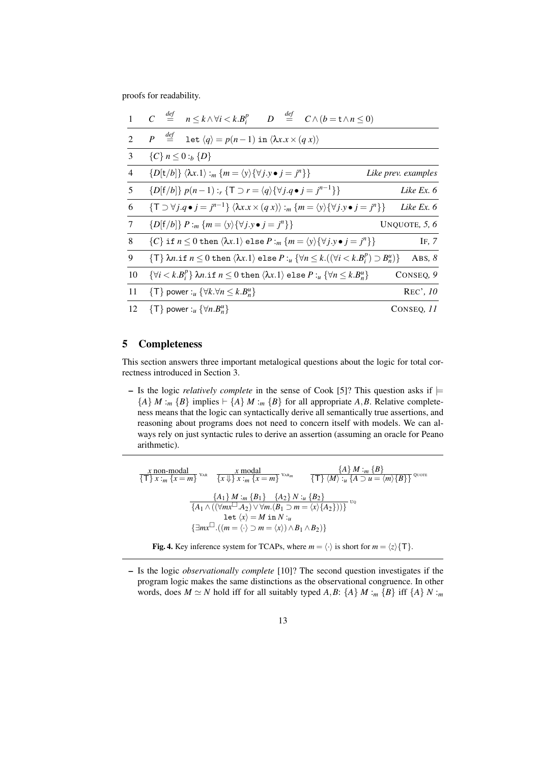proofs for readability.

| | | |
|---|---|---|
| 1 | $C \stackrel{def}{=} n \leq k \wedge \forall i < k.B_i^p \qquad D \stackrel{def}{=} C \wedge (b = \mathsf{t} \wedge n \leq 0)$ | |
| 2 | $P \stackrel{def}{=}$ `let` $\langle q \rangle = p(n-1)$ `in` $\langle \lambda x.x \times (q\ x) \rangle$ | |
| 3 | $\{C\}\ n \leq 0 :_b \{D\}$ | |
| 4 | $\{D[\mathsf{t}/b]\}\ \langle \lambda x.1 \rangle :_m \{m = \langle y \rangle \{\forall j.y \bullet j = j^n\}\}$ | *Like prev. examples* |
| 5 | $\{D[\mathsf{f}/b]\}\ p(n-1) :_r \{\mathsf{T} \supset r = \langle q \rangle \{\forall j.q \bullet j = j^{n-1}\}\}$ | *Like Ex. 6* |
| 6 | $\{\mathsf{T} \supset \forall j.q \bullet j = j^{n-1}\}\ \langle \lambda x.x \times (q\ x) \rangle :_m \{m = \langle y \rangle \{\forall j.y \bullet j = j^n\}\}$ | *Like Ex. 6* |
| 7 | $\{D[\mathsf{f}/b]\}\ P :_m \{m = \langle y \rangle \{\forall j.y \bullet j = j^n\}\}$ | UNQUOTE, *5, 6* |
| 8 | $\{C\}$ `if` $n \leq 0$ `then` $\langle \lambda x.1 \rangle$ `else` $P :_m \{m = \langle y \rangle \{\forall j.y \bullet j = j^n\}\}$ | IF, *7* |
| 9 | $\{\mathsf{T}\}\ \lambda n.$`if` $n \leq 0$ `then` $\langle \lambda x.1 \rangle$ `else` $P :_u \{\forall n \leq k.((\forall i < k.B_i^p) \supset B_n^u)\}$ | ABS, *8* |
| 10 | $\{\forall i < k.B_i^p\}\ \lambda n.$`if` $n \leq 0$ `then` $\langle \lambda x.1 \rangle$ `else` $P :_u \{\forall n \leq k.B_n^u\}$ | CONSEQ, *9* |
| 11 | $\{\mathsf{T}\}$ power $:_u \{\forall k.\forall n \leq k.B_n^u\}$ | REC', *10* |
| 12 | $\{\mathsf{T}\}$ power $:_u \{\forall n.B_n^u\}$ | CONSEQ, *11* |

## 5 Completeness

This section answers three important metalogical questions about the logic for total correctness introduced in Section 3.

– Is the logic *relatively complete* in the sense of Cook [5]? This question asks if $\models \{A\}\ M :_m \{B\}$ implies $\vdash \{A\}\ M :_m \{B\}$ for all appropriate $A, B$. Relative completeness means that the logic can syntactically derive all semantically true assertions, and reasoning about programs does not need to concern itself with models. We can always rely on just syntactic rules to derive an assertion (assuming an oracle for Peano arithmetic).

$$\frac{x \text{ non-modal}}{\{\mathsf{T}\}\ x :_m \{x = m\}}\ \text{VAR} \qquad \frac{x \text{ modal}}{\{x \Downarrow\}\ x :_m \{x = m\}}\ \text{VAR}_m \qquad \frac{\{A\}\ M :_m \{B\}}{\{\mathsf{T}\}\ \langle M \rangle :_u \{A \supset u = \langle m \rangle \{B\}\}}\ \text{QUOTE}$$

$$\frac{\{A_1\}\ M :_m \{B_1\} \quad \{A_2\}\ N :_u \{B_2\}}{\begin{array}{c}\{A_1 \wedge ((\forall m x^{\Box}.A_2) \vee \forall m.(B_1 \supset m = \langle x \rangle \{A_2\})))\} \\ \texttt{let}\ \langle x \rangle = M\ \texttt{in}\ N :_u \\ \{\exists m x^{\Box}.((m = \langle \cdot \rangle \supset m = \langle x \rangle) \wedge B_1 \wedge B_2)\}\end{array}}\ \text{UQ}$$

**Fig. 4.** Key inference system for TCAPs, where $m = \langle \cdot \rangle$ is short for $m = \langle z \rangle \{\mathsf{T}\}$.

– Is the logic *observationally complete* [10]? The second question investigates if the program logic makes the same distinctions as the observational congruence. In other words, does $M \simeq N$ hold iff for all suitably typed $A, B$: $\{A\}\ M :_m \{B\}$ iff $\{A\}\ N :_m$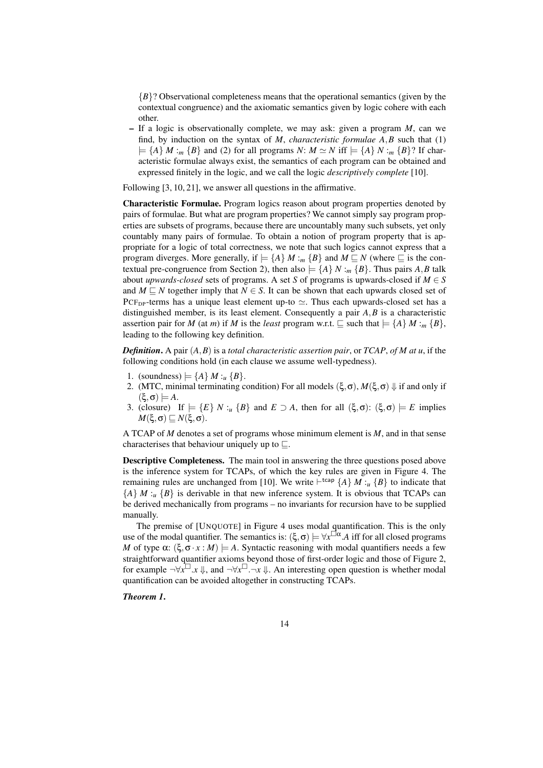$\{B\}$? Observational completeness means that the operational semantics (given by the contextual congruence) and the axiomatic semantics given by logic cohere with each other.

- If a logic is observationally complete, we may ask: given a program $M$, can we find, by induction on the syntax of $M$, *characteristic formulae* $A, B$ such that (1) $\models \{A\}\ M :_m \{B\}$ and (2) for all programs $N$: $M \simeq N$ iff $\models \{A\}\ N :_m \{B\}$? If characteristic formulae always exist, the semantics of each program can be obtained and expressed finitely in the logic, and we call the logic *descriptively complete* [10].

Following [3, 10, 21], we answer all questions in the affirmative.

**Characteristic Formulae.** Program logics reason about program properties denoted by pairs of formulae. But what are program properties? We cannot simply say program properties are subsets of programs, because there are uncountably many such subsets, yet only countably many pairs of formulae. To obtain a notion of program property that is appropriate for a logic of total correctness, we note that such logics cannot express that a program diverges. More generally, if $\models \{A\}\ M :_m \{B\}$ and $M \sqsubseteq N$ (where $\sqsubseteq$ is the contextual pre-congruence from Section 2), then also $\models \{A\}\ N :_m \{B\}$. Thus pairs $A, B$ talk about *upwards-closed* sets of programs. A set $S$ of programs is upwards-closed if $M \in S$ and $M \sqsubseteq N$ together imply that $N \in S$. It can be shown that each upwards closed set of $\text{PCF}_{\text{DP}}$-terms has a unique least element up-to $\simeq$. Thus each upwards-closed set has a distinguished member, is its least element. Consequently a pair $A, B$ is a characteristic assertion pair for $M$ (at $m$) if $M$ is the *least* program w.r.t. $\sqsubseteq$ such that $\models \{A\}\ M :_m \{B\}$, leading to the following key definition.

***Definition.*** A pair $(A, B)$ is a *total characteristic assertion pair*, or *TCAP*, *of M at u*, if the following conditions hold (in each clause we assume well-typedness).

1. (soundness) $\models \{A\}\ M :_u \{B\}$.
2. (MTC, minimal terminating condition) For all models $(\xi, \sigma)$, $M(\xi, \sigma) \Downarrow$ if and only if $(\xi, \sigma) \models A$.
3. (closure) If $\models \{E\}\ N :_u \{B\}$ and $E \supset A$, then for all $(\xi, \sigma)$: $(\xi, \sigma) \models E$ implies $M(\xi, \sigma) \sqsubseteq N(\xi, \sigma)$.

A TCAP of $M$ denotes a set of programs whose minimum element is $M$, and in that sense characterises that behaviour uniquely up to $\sqsubseteq$.

**Descriptive Completeness.** The main tool in answering the three questions posed above is the inference system for TCAPs, of which the key rules are given in Figure 4. The remaining rules are unchanged from [10]. We write $\vdash^{\mathsf{tcap}} \{A\}\ M :_u \{B\}$ to indicate that $\{A\}\ M :_u \{B\}$ is derivable in that new inference system. It is obvious that TCAPs can be derived mechanically from programs – no invariants for recursion have to be supplied manually.

The premise of [UNQUOTE] in Figure 4 uses modal quantification. This is the only use of the modal quantifier. The semantics is: $(\xi, \sigma) \models \forall x^{\Box\alpha}.A$ iff for all closed programs $M$ of type $\alpha$: $(\xi, \sigma \cdot x : M) \models A$. Syntactic reasoning with modal quantifiers needs a few straightforward quantifier axioms beyond those of first-order logic and those of Figure 2, for example $\neg\forall x^{\Box}.x \Downarrow$, and $\neg\forall x^{\Box}.\neg x \Downarrow$. An interesting open question is whether modal quantification can be avoided altogether in constructing TCAPs.

***Theorem 1.***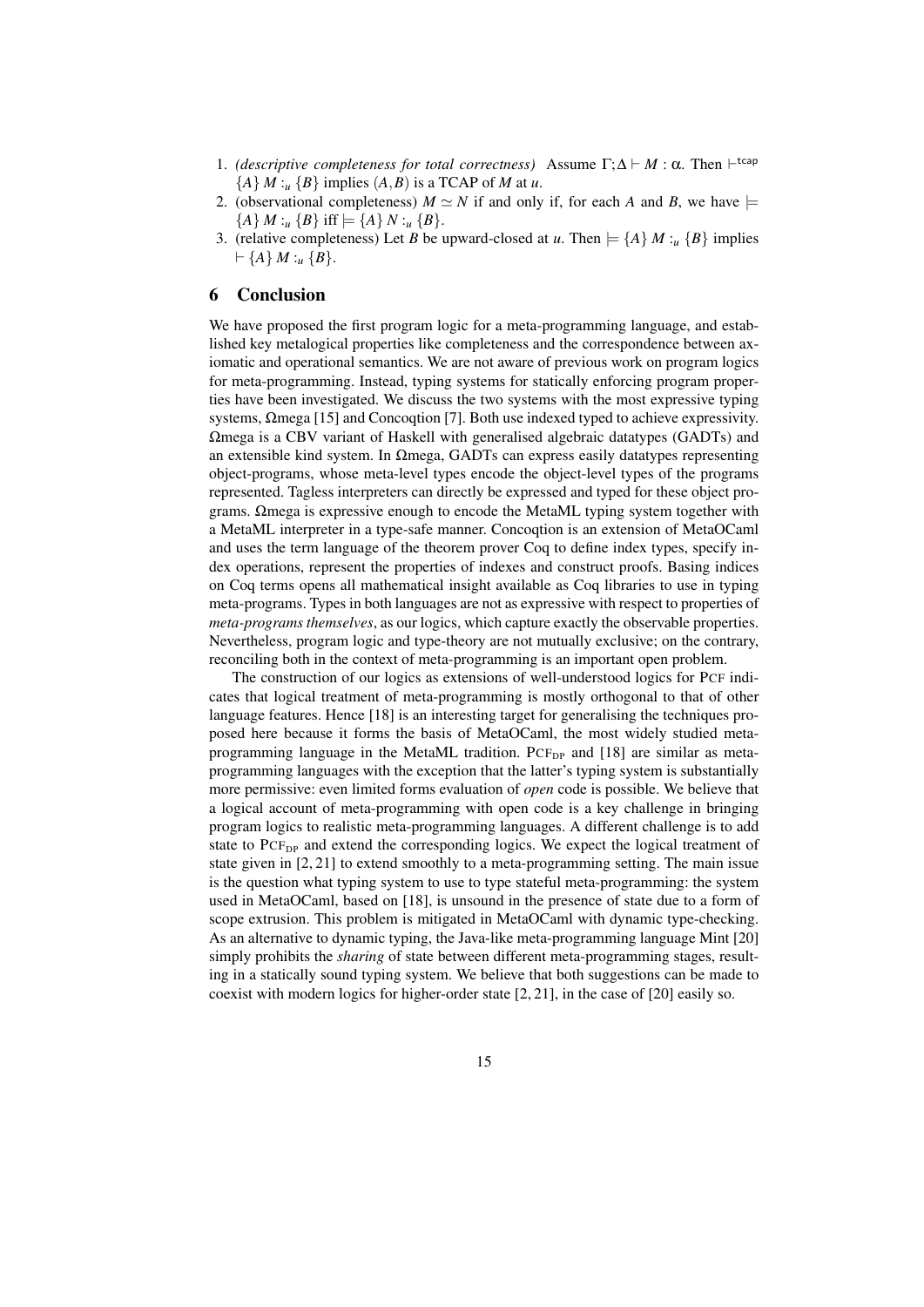1. *(descriptive completeness for total correctness)* Assume $\Gamma;\Delta \vdash M : \alpha$. Then $\vdash^{\mathsf{tcap}} \{A\}\ M :_u \{B\}$ implies $(A,B)$ is a TCAP of $M$ at $u$.
2. (observational completeness) $M \simeq N$ if and only if, for each $A$ and $B$, we have $\models \{A\}\ M :_u \{B\}$ iff $\models \{A\}\ N :_u \{B\}$.
3. (relative completeness) Let $B$ be upward-closed at $u$. Then $\models \{A\}\ M :_u \{B\}$ implies $\vdash \{A\}\ M :_u \{B\}$.

## 6 Conclusion

We have proposed the first program logic for a meta-programming language, and established key metalogical properties like completeness and the correspondence between axiomatic and operational semantics. We are not aware of previous work on program logics for meta-programming. Instead, typing systems for statically enforcing program properties have been investigated. We discuss the two systems with the most expressive typing systems, Ωmega [15] and Concoqtion [7]. Both use indexed typed to achieve expressivity. Ωmega is a CBV variant of Haskell with generalised algebraic datatypes (GADTs) and an extensible kind system. In Ωmega, GADTs can express easily datatypes representing object-programs, whose meta-level types encode the object-level types of the programs represented. Tagless interpreters can directly be expressed and typed for these object programs. Ωmega is expressive enough to encode the MetaML typing system together with a MetaML interpreter in a type-safe manner. Concoqtion is an extension of MetaOCaml and uses the term language of the theorem prover Coq to define index types, specify index operations, represent the properties of indexes and construct proofs. Basing indices on Coq terms opens all mathematical insight available as Coq libraries to use in typing meta-programs. Types in both languages are not as expressive with respect to properties of *meta-programs themselves*, as our logics, which capture exactly the observable properties. Nevertheless, program logic and type-theory are not mutually exclusive; on the contrary, reconciling both in the context of meta-programming is an important open problem.

The construction of our logics as extensions of well-understood logics for PCF indicates that logical treatment of meta-programming is mostly orthogonal to that of other language features. Hence [18] is an interesting target for generalising the techniques proposed here because it forms the basis of MetaOCaml, the most widely studied meta-programming language in the MetaML tradition. $\text{PCF}_{\text{DP}}$ and [18] are similar as meta-programming languages with the exception that the latter's typing system is substantially more permissive: even limited forms evaluation of *open* code is possible. We believe that a logical account of meta-programming with open code is a key challenge in bringing program logics to realistic meta-programming languages. A different challenge is to add state to $\text{PCF}_{\text{DP}}$ and extend the corresponding logics. We expect the logical treatment of state given in [2, 21] to extend smoothly to a meta-programming setting. The main issue is the question what typing system to use to type stateful meta-programming: the system used in MetaOCaml, based on [18], is unsound in the presence of state due to a form of scope extrusion. This problem is mitigated in MetaOCaml with dynamic type-checking. As an alternative to dynamic typing, the Java-like meta-programming language Mint [20] simply prohibits the *sharing* of state between different meta-programming stages, resulting in a statically sound typing system. We believe that both suggestions can be made to coexist with modern logics for higher-order state [2, 21], in the case of [20] easily so.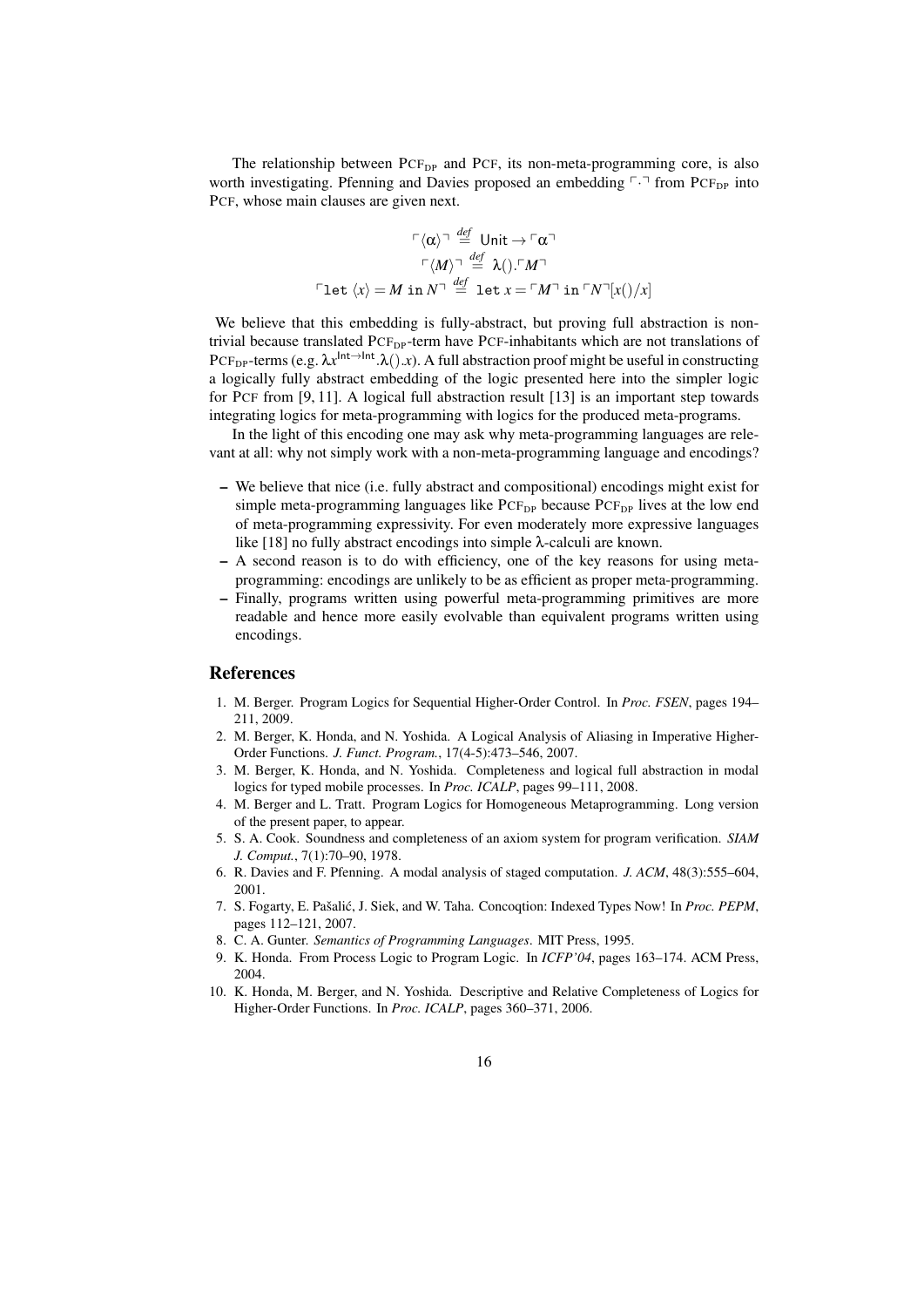The relationship between $\text{PCF}_{\text{DP}}$ and PCF, its non-meta-programming core, is also worth investigating. Pfenning and Davies proposed an embedding $\ulcorner \cdot \urcorner$ from $\text{PCF}_{\text{DP}}$ into PCF, whose main clauses are given next.

$$\ulcorner \langle \alpha \rangle \urcorner \stackrel{def}{=} \mathsf{Unit} \to \ulcorner \alpha \urcorner$$
$$\ulcorner \langle M \rangle \urcorner \stackrel{def}{=} \lambda().\ulcorner M \urcorner$$
$$\ulcorner \texttt{let}\ \langle x \rangle = M\ \texttt{in}\ N \urcorner \stackrel{def}{=} \texttt{let}\ x = \ulcorner M \urcorner\ \texttt{in}\ \ulcorner N \urcorner [x()/x]$$

We believe that this embedding is fully-abstract, but proving full abstraction is non-trivial because translated $\text{PCF}_{\text{DP}}$-term have PCF-inhabitants which are not translations of $\text{PCF}_{\text{DP}}$-terms (e.g. $\lambda x^{\mathsf{Int} \to \mathsf{Int}}.\lambda().x$). A full abstraction proof might be useful in constructing a logically fully abstract embedding of the logic presented here into the simpler logic for PCF from [9, 11]. A logical full abstraction result [13] is an important step towards integrating logics for meta-programming with logics for the produced meta-programs.

In the light of this encoding one may ask why meta-programming languages are relevant at all: why not simply work with a non-meta-programming language and encodings?

- We believe that nice (i.e. fully abstract and compositional) encodings might exist for simple meta-programming languages like $\text{PCF}_{\text{DP}}$ because $\text{PCF}_{\text{DP}}$ lives at the low end of meta-programming expressivity. For even moderately more expressive languages like [18] no fully abstract encodings into simple $\lambda$-calculi are known.
- A second reason is to do with efficiency, one of the key reasons for using meta-programming: encodings are unlikely to be as efficient as proper meta-programming.
- Finally, programs written using powerful meta-programming primitives are more readable and hence more easily evolvable than equivalent programs written using encodings.

## References

1. M. Berger. Program Logics for Sequential Higher-Order Control. In *Proc. FSEN*, pages 194–211, 2009.
2. M. Berger, K. Honda, and N. Yoshida. A Logical Analysis of Aliasing in Imperative Higher-Order Functions. *J. Funct. Program.*, 17(4-5):473–546, 2007.
3. M. Berger, K. Honda, and N. Yoshida. Completeness and logical full abstraction in modal logics for typed mobile processes. In *Proc. ICALP*, pages 99–111, 2008.
4. M. Berger and L. Tratt. Program Logics for Homogeneous Metaprogramming. Long version of the present paper, to appear.
5. S. A. Cook. Soundness and completeness of an axiom system for program verification. *SIAM J. Comput.*, 7(1):70–90, 1978.
6. R. Davies and F. Pfenning. A modal analysis of staged computation. *J. ACM*, 48(3):555–604, 2001.
7. S. Fogarty, E. Pašalić, J. Siek, and W. Taha. Concoqtion: Indexed Types Now! In *Proc. PEPM*, pages 112–121, 2007.
8. C. A. Gunter. *Semantics of Programming Languages*. MIT Press, 1995.
9. K. Honda. From Process Logic to Program Logic. In *ICFP'04*, pages 163–174. ACM Press, 2004.
10. K. Honda, M. Berger, and N. Yoshida. Descriptive and Relative Completeness of Logics for Higher-Order Functions. In *Proc. ICALP*, pages 360–371, 2006.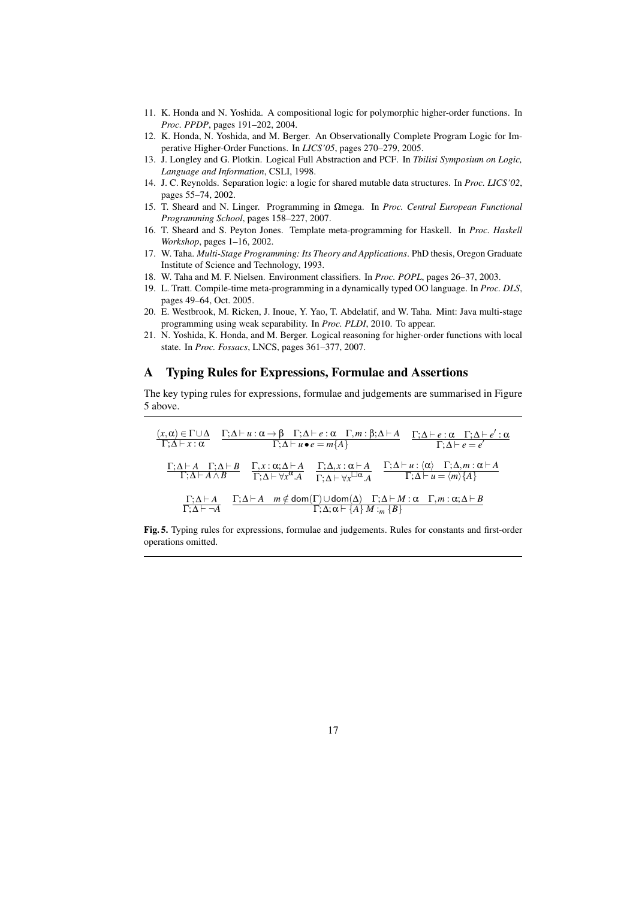11. K. Honda and N. Yoshida. A compositional logic for polymorphic higher-order functions. In *Proc. PPDP*, pages 191–202, 2004.
12. K. Honda, N. Yoshida, and M. Berger. An Observationally Complete Program Logic for Imperative Higher-Order Functions. In *LICS'05*, pages 270–279, 2005.
13. J. Longley and G. Plotkin. Logical Full Abstraction and PCF. In *Tbilisi Symposium on Logic, Language and Information*, CSLI, 1998.
14. J. C. Reynolds. Separation logic: a logic for shared mutable data structures. In *Proc. LICS'02*, pages 55–74, 2002.
15. T. Sheard and N. Linger. Programming in Ωmega. In *Proc. Central European Functional Programming School*, pages 158–227, 2007.
16. T. Sheard and S. Peyton Jones. Template meta-programming for Haskell. In *Proc. Haskell Workshop*, pages 1–16, 2002.
17. W. Taha. *Multi-Stage Programming: Its Theory and Applications*. PhD thesis, Oregon Graduate Institute of Science and Technology, 1993.
18. W. Taha and M. F. Nielsen. Environment classifiers. In *Proc. POPL*, pages 26–37, 2003.
19. L. Tratt. Compile-time meta-programming in a dynamically typed OO language. In *Proc. DLS*, pages 49–64, Oct. 2005.
20. E. Westbrook, M. Ricken, J. Inoue, Y. Yao, T. Abdelatif, and W. Taha. Mint: Java multi-stage programming using weak separability. In *Proc. PLDI*, 2010. To appear.
21. N. Yoshida, K. Honda, and M. Berger. Logical reasoning for higher-order functions with local state. In *Proc. Fossacs*, LNCS, pages 361–377, 2007.

# A Typing Rules for Expressions, Formulae and Assertions

The key typing rules for expressions, formulae and judgements are summarised in Figure 5 above.

$$\frac{(x,\alpha) \in \Gamma \cup \Delta}{\Gamma;\Delta \vdash x : \alpha} \qquad \frac{\Gamma;\Delta \vdash u : \alpha \to \beta \quad \Gamma;\Delta \vdash e : \alpha \quad \Gamma, m : \beta;\Delta \vdash A}{\Gamma;\Delta \vdash u \bullet e = m\{A\}} \qquad \frac{\Gamma;\Delta \vdash e : \alpha \quad \Gamma;\Delta \vdash e' : \alpha}{\Gamma;\Delta \vdash e = e'}$$

$$\frac{\Gamma;\Delta \vdash A \quad \Gamma;\Delta \vdash B}{\Gamma;\Delta \vdash A \wedge B} \qquad \frac{\Gamma, x : \alpha;\Delta \vdash A}{\Gamma;\Delta \vdash \forall x^{\alpha}.A} \qquad \frac{\Gamma;\Delta, x : \alpha \vdash A}{\Gamma;\Delta \vdash \forall x^{\Box\alpha}.A} \qquad \frac{\Gamma;\Delta \vdash u : \langle\alpha\rangle \quad \Gamma;\Delta, m : \alpha \vdash A}{\Gamma;\Delta \vdash u = \langle m\rangle\{A\}}$$

$$\frac{\Gamma;\Delta \vdash A}{\Gamma;\Delta \vdash \neg A} \qquad \frac{\Gamma;\Delta \vdash A \quad m \notin \mathsf{dom}(\Gamma) \cup \mathsf{dom}(\Delta) \quad \Gamma;\Delta \vdash M : \alpha \quad \Gamma, m : \alpha;\Delta \vdash B}{\Gamma;\Delta;\alpha \vdash \{A\}\ M :_m \{B\}}$$

**Fig. 5.** Typing rules for expressions, formulae and judgements. Rules for constants and first-order operations omitted.